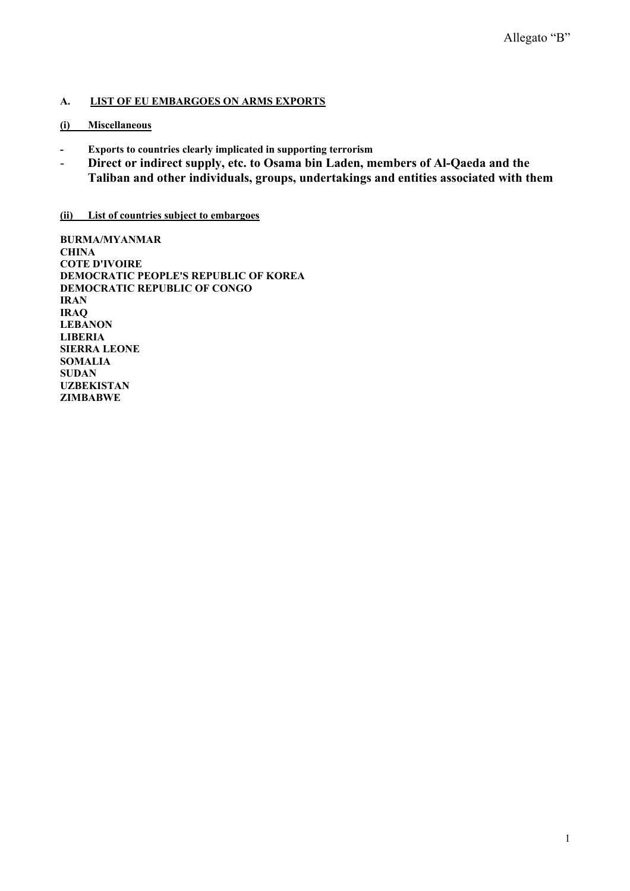Allegato “B”

## A. LIST OF EU EMBARGOES ON ARMS EXPORTS

### (i) Miscellaneous

- **Exports to countries clearly implicated in supporting terrorism**
- **Direct or indirect supply, etc. to Osama bin Laden, members of Al-Qaeda and the Taliban and other individuals, groups, undertakings and entities associated with them**

### (ii) List of countries subject to embargoes

**BURMA/MYANMAR**
**CHINA**
**COTE D'IVOIRE**
**DEMOCRATIC PEOPLE'S REPUBLIC OF KOREA**
**DEMOCRATIC REPUBLIC OF CONGO**
**IRAN**
**IRAQ**
**LEBANON**
**LIBERIA**
**SIERRA LEONE**
**SOMALIA**
**SUDAN**
**UZBEKISTAN**
**ZIMBABWE**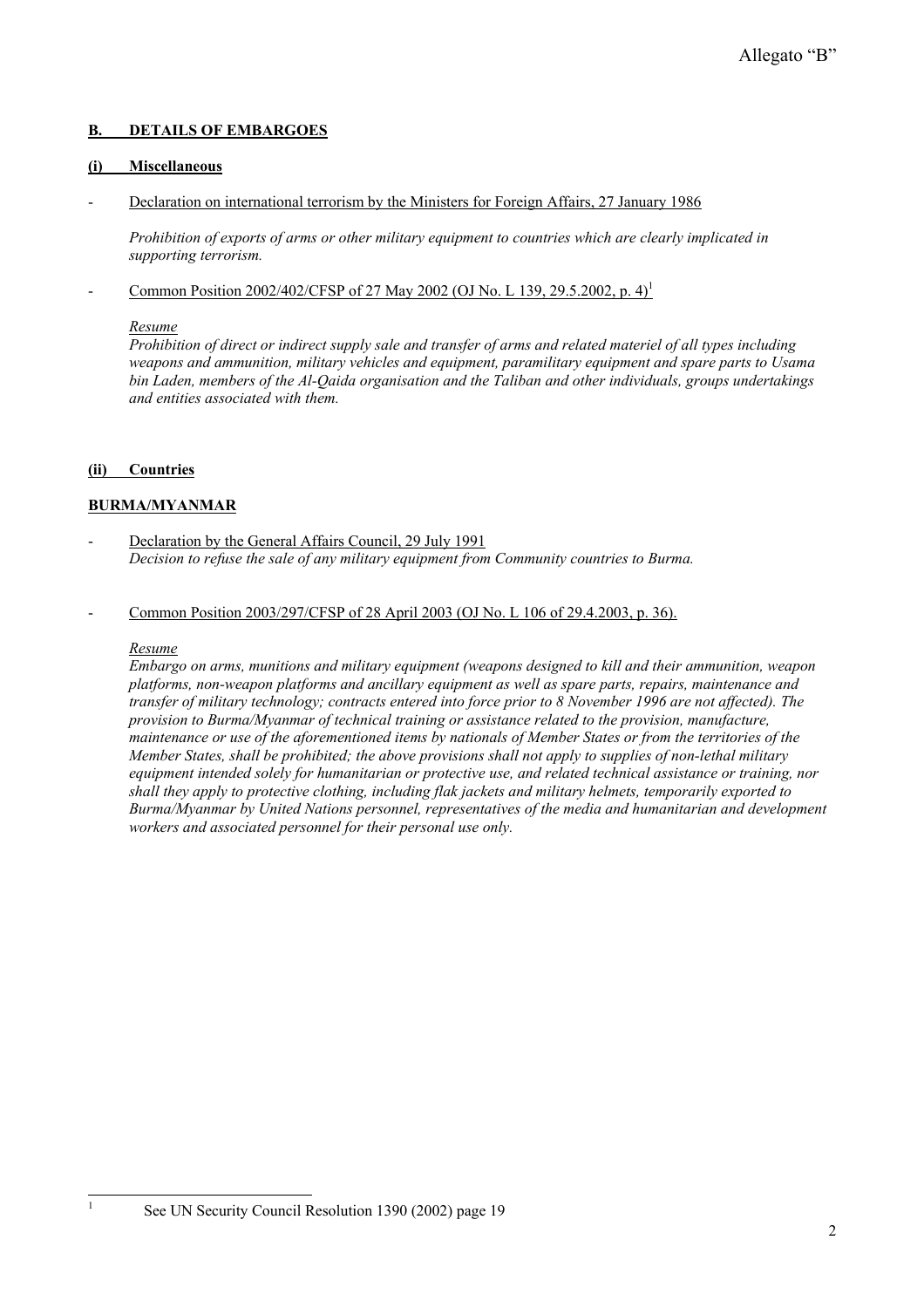## B. DETAILS OF EMBARGOES

### (i) Miscellaneous

- Declaration on international terrorism by the Ministers for Foreign Affairs, 27 January 1986

  *Prohibition of exports of arms or other military equipment to countries which are clearly implicated in supporting terrorism.*

- Common Position 2002/402/CFSP of 27 May 2002 (OJ No. L 139, 29.5.2002, p. 4)[1]

  *Resume*
  *Prohibition of direct or indirect supply sale and transfer of arms and related materiel of all types including weapons and ammunition, military vehicles and equipment, paramilitary equipment and spare parts to Usama bin Laden, members of the Al-Qaida organisation and the Taliban and other individuals, groups undertakings and entities associated with them.*

### (ii) Countries

**BURMA/MYANMAR**

- Declaration by the General Affairs Council, 29 July 1991
  *Decision to refuse the sale of any military equipment from Community countries to Burma.*

- Common Position 2003/297/CFSP of 28 April 2003 (OJ No. L 106 of 29.4.2003, p. 36).

  *Resume*
  *Embargo on arms, munitions and military equipment (weapons designed to kill and their ammunition, weapon platforms, non-weapon platforms and ancillary equipment as well as spare parts, repairs, maintenance and transfer of military technology; contracts entered into force prior to 8 November 1996 are not affected). The provision to Burma/Myanmar of technical training or assistance related to the provision, manufacture, maintenance or use of the aforementioned items by nationals of Member States or from the territories of the Member States, shall be prohibited; the above provisions shall not apply to supplies of non-lethal military equipment intended solely for humanitarian or protective use, and related technical assistance or training, nor shall they apply to protective clothing, including flak jackets and military helmets, temporarily exported to Burma/Myanmar by United Nations personnel, representatives of the media and humanitarian and development workers and associated personnel for their personal use only.*

---

[1] See UN Security Council Resolution 1390 (2002) page 19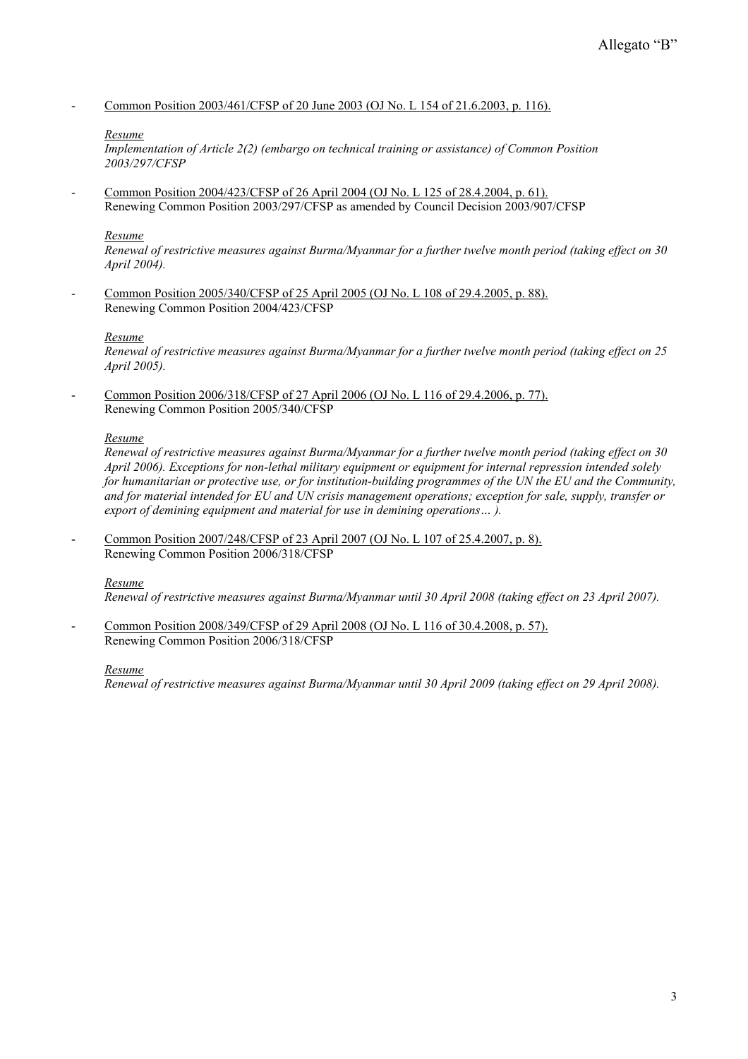- Common Position 2003/461/CFSP of 20 June 2003 (OJ No. L 154 of 21.6.2003, p. 116).

  *Resume*

  *Implementation of Article 2(2) (embargo on technical training or assistance) of Common Position 2003/297/CFSP*

- Common Position 2004/423/CFSP of 26 April 2004 (OJ No. L 125 of 28.4.2004, p. 61).
  Renewing Common Position 2003/297/CFSP as amended by Council Decision 2003/907/CFSP

  *Resume*

  *Renewal of restrictive measures against Burma/Myanmar for a further twelve month period (taking effect on 30 April 2004).*

- Common Position 2005/340/CFSP of 25 April 2005 (OJ No. L 108 of 29.4.2005, p. 88).
  Renewing Common Position 2004/423/CFSP

  *Resume*

  *Renewal of restrictive measures against Burma/Myanmar for a further twelve month period (taking effect on 25 April 2005).*

- Common Position 2006/318/CFSP of 27 April 2006 (OJ No. L 116 of 29.4.2006, p. 77).
  Renewing Common Position 2005/340/CFSP

  *Resume*

  *Renewal of restrictive measures against Burma/Myanmar for a further twelve month period (taking effect on 30 April 2006). Exceptions for non-lethal military equipment or equipment for internal repression intended solely for humanitarian or protective use, or for institution-building programmes of the UN the EU and the Community, and for material intended for EU and UN crisis management operations; exception for sale, supply, transfer or export of demining equipment and material for use in demining operations… ).*

- Common Position 2007/248/CFSP of 23 April 2007 (OJ No. L 107 of 25.4.2007, p. 8).
  Renewing Common Position 2006/318/CFSP

  *Resume*

  *Renewal of restrictive measures against Burma/Myanmar until 30 April 2008 (taking effect on 23 April 2007).*

- Common Position 2008/349/CFSP of 29 April 2008 (OJ No. L 116 of 30.4.2008, p. 57).
  Renewing Common Position 2006/318/CFSP

  *Resume*

  *Renewal of restrictive measures against Burma/Myanmar until 30 April 2009 (taking effect on 29 April 2008).*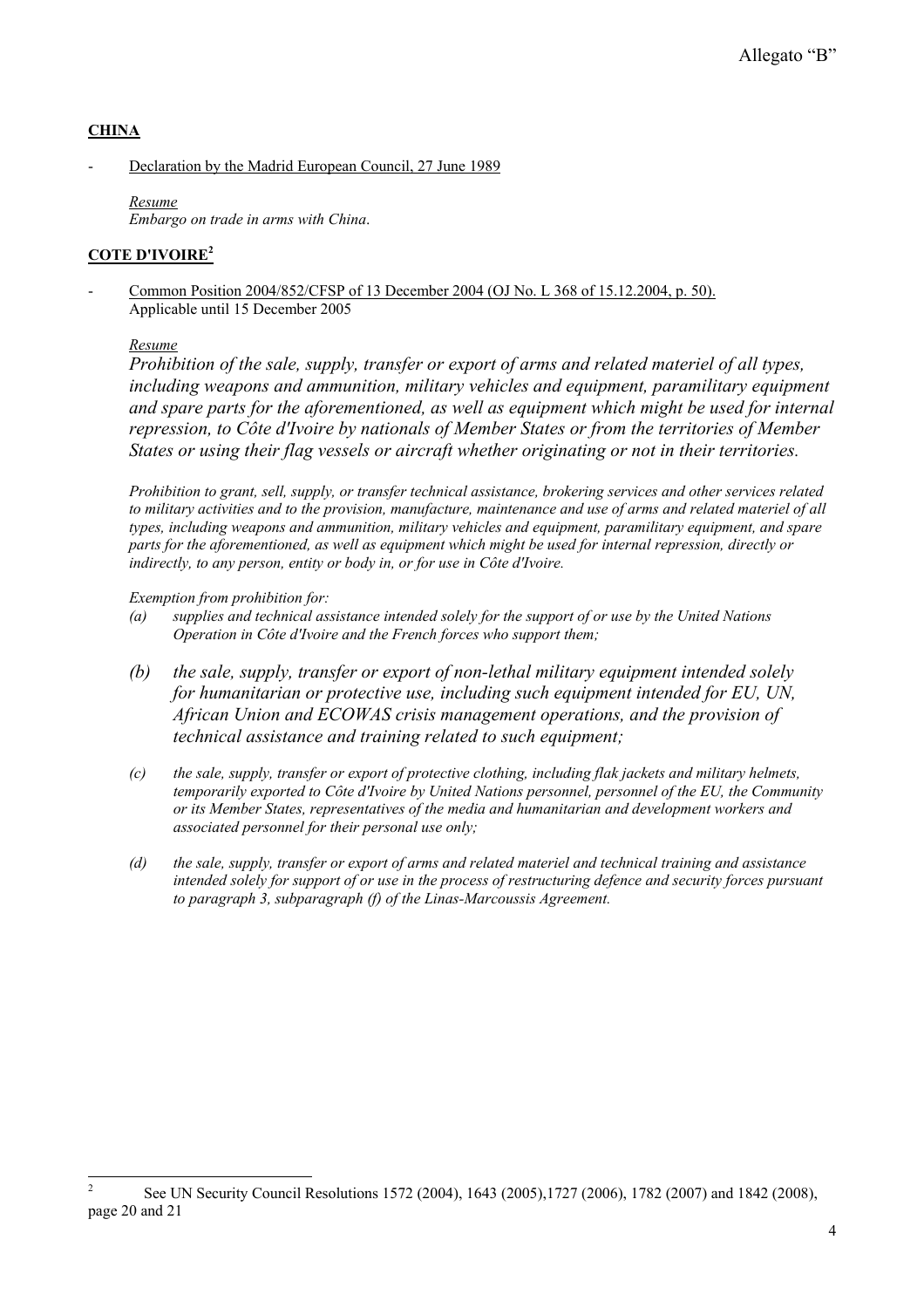## **CHINA**

- Declaration by the Madrid European Council, 27 June 1989

  *Resume*
  *Embargo on trade in arms with China*.

## **COTE D'IVOIRE**[2]

- Common Position 2004/852/CFSP of 13 December 2004 (OJ No. L 368 of 15.12.2004, p. 50).
  Applicable until 15 December 2005

  *Resume*

  *Prohibition of the sale, supply, transfer or export of arms and related materiel of all types, including weapons and ammunition, military vehicles and equipment, paramilitary equipment and spare parts for the aforementioned, as well as equipment which might be used for internal repression, to Côte d'Ivoire by nationals of Member States or from the territories of Member States or using their flag vessels or aircraft whether originating or not in their territories.*

  *Prohibition to grant, sell, supply, or transfer technical assistance, brokering services and other services related to military activities and to the provision, manufacture, maintenance and use of arms and related materiel of all types, including weapons and ammunition, military vehicles and equipment, paramilitary equipment, and spare parts for the aforementioned, as well as equipment which might be used for internal repression, directly or indirectly, to any person, entity or body in, or for use in Côte d'Ivoire.*

  *Exemption from prohibition for:*

  *(a) supplies and technical assistance intended solely for the support of or use by the United Nations Operation in Côte d'Ivoire and the French forces who support them;*

  *(b) the sale, supply, transfer or export of non-lethal military equipment intended solely for humanitarian or protective use, including such equipment intended for EU, UN, African Union and ECOWAS crisis management operations, and the provision of technical assistance and training related to such equipment;*

  *(c) the sale, supply, transfer or export of protective clothing, including flak jackets and military helmets, temporarily exported to Côte d'Ivoire by United Nations personnel, personnel of the EU, the Community or its Member States, representatives of the media and humanitarian and development workers and associated personnel for their personal use only;*

  *(d) the sale, supply, transfer or export of arms and related materiel and technical training and assistance intended solely for support of or use in the process of restructuring defence and security forces pursuant to paragraph 3, subparagraph (f) of the Linas-Marcoussis Agreement.*

---

[2] See UN Security Council Resolutions 1572 (2004), 1643 (2005),1727 (2006), 1782 (2007) and 1842 (2008), page 20 and 21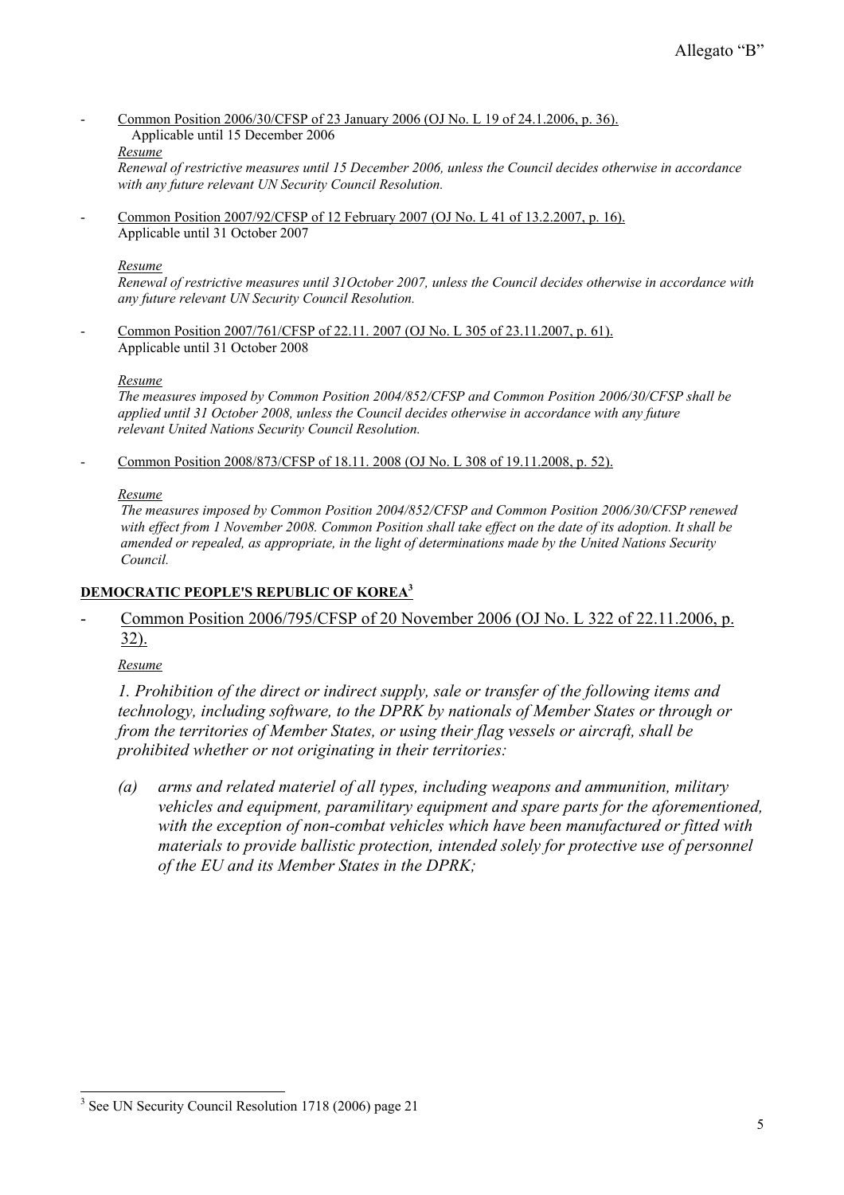Allegato "B"

- Common Position 2006/30/CFSP of 23 January 2006 (OJ No. L 19 of 24.1.2006, p. 36).
  Applicable until 15 December 2006

  *Resume*

  *Renewal of restrictive measures until 15 December 2006, unless the Council decides otherwise in accordance with any future relevant UN Security Council Resolution.*

- Common Position 2007/92/CFSP of 12 February 2007 (OJ No. L 41 of 13.2.2007, p. 16).
  Applicable until 31 October 2007

  *Resume*

  *Renewal of restrictive measures until 31October 2007, unless the Council decides otherwise in accordance with any future relevant UN Security Council Resolution.*

- Common Position 2007/761/CFSP of 22.11. 2007 (OJ No. L 305 of 23.11.2007, p. 61).
  Applicable until 31 October 2008

  *Resume*

  *The measures imposed by Common Position 2004/852/CFSP and Common Position 2006/30/CFSP shall be applied until 31 October 2008, unless the Council decides otherwise in accordance with any future relevant United Nations Security Council Resolution.*

- Common Position 2008/873/CFSP of 18.11. 2008 (OJ No. L 308 of 19.11.2008, p. 52).

  *Resume*

  *The measures imposed by Common Position 2004/852/CFSP and Common Position 2006/30/CFSP renewed with effect from 1 November 2008. Common Position shall take effect on the date of its adoption. It shall be amended or repealed, as appropriate, in the light of determinations made by the United Nations Security Council.*

## DEMOCRATIC PEOPLE'S REPUBLIC OF KOREA[3]

- Common Position 2006/795/CFSP of 20 November 2006 (OJ No. L 322 of 22.11.2006, p. 32).

  *Resume*

  *1. Prohibition of the direct or indirect supply, sale or transfer of the following items and technology, including software, to the DPRK by nationals of Member States or through or from the territories of Member States, or using their flag vessels or aircraft, shall be prohibited whether or not originating in their territories:*

  *(a) arms and related materiel of all types, including weapons and ammunition, military vehicles and equipment, paramilitary equipment and spare parts for the aforementioned, with the exception of non-combat vehicles which have been manufactured or fitted with materials to provide ballistic protection, intended solely for protective use of personnel of the EU and its Member States in the DPRK;*

---

[3] See UN Security Council Resolution 1718 (2006) page 21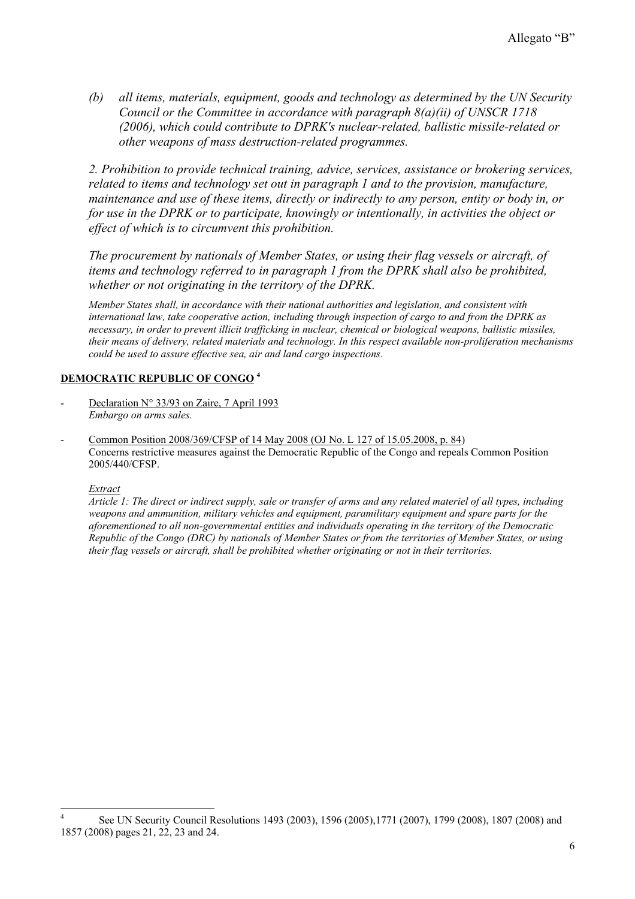*(b) all items, materials, equipment, goods and technology as determined by the UN Security Council or the Committee in accordance with paragraph 8(a)(ii) of UNSCR 1718 (2006), which could contribute to DPRK's nuclear-related, ballistic missile-related or other weapons of mass destruction-related programmes.*

*2. Prohibition to provide technical training, advice, services, assistance or brokering services, related to items and technology set out in paragraph 1 and to the provision, manufacture, maintenance and use of these items, directly or indirectly to any person, entity or body in, or for use in the DPRK or to participate, knowingly or intentionally, in activities the object or effect of which is to circumvent this prohibition.*

*The procurement by nationals of Member States, or using their flag vessels or aircraft, of items and technology referred to in paragraph 1 from the DPRK shall also be prohibited, whether or not originating in the territory of the DPRK.*

*Member States shall, in accordance with their national authorities and legislation, and consistent with international law, take cooperative action, including through inspection of cargo to and from the DPRK as necessary, in order to prevent illicit trafficking in nuclear, chemical or biological weapons, ballistic missiles, their means of delivery, related materials and technology. In this respect available non-proliferation mechanisms could be used to assure effective sea, air and land cargo inspections.*

**DEMOCRATIC REPUBLIC OF CONGO [4]**

- Declaration N° 33/93 on Zaire, 7 April 1993
  *Embargo on arms sales.*

- Common Position 2008/369/CFSP of 14 May 2008 (OJ No. L 127 of 15.05.2008, p. 84)
  Concerns restrictive measures against the Democratic Republic of the Congo and repeals Common Position 2005/440/CFSP.

  *Extract*
  *Article 1: The direct or indirect supply, sale or transfer of arms and any related materiel of all types, including weapons and ammunition, military vehicles and equipment, paramilitary equipment and spare parts for the aforementioned to all non-governmental entities and individuals operating in the territory of the Democratic Republic of the Congo (DRC) by nationals of Member States or from the territories of Member States, or using their flag vessels or aircraft, shall be prohibited whether originating or not in their territories.*

[4] See UN Security Council Resolutions 1493 (2003), 1596 (2005),1771 (2007), 1799 (2008), 1807 (2008) and 1857 (2008) pages 21, 22, 23 and 24.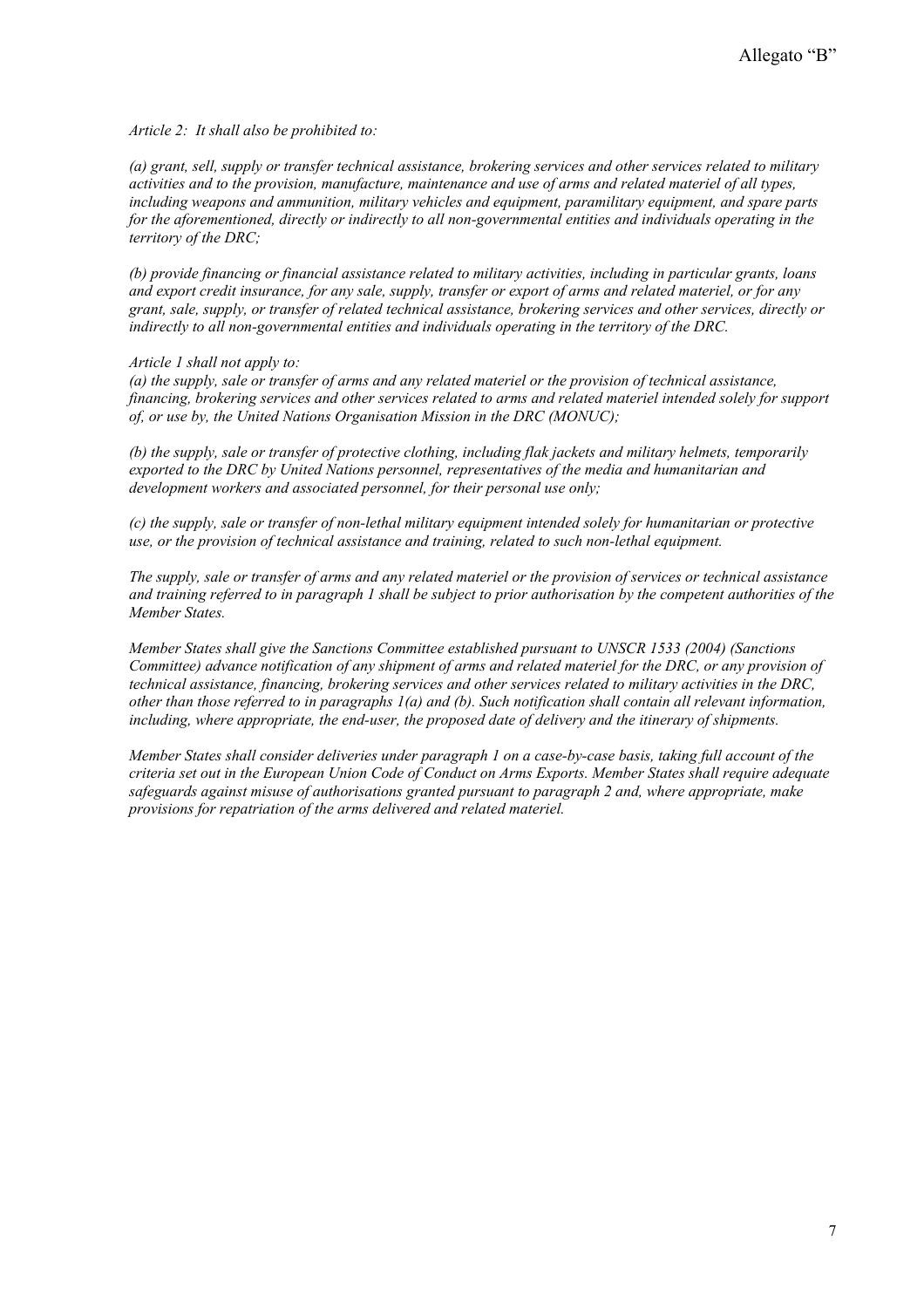Allegato "B"

*Article 2: It shall also be prohibited to:*

*(a) grant, sell, supply or transfer technical assistance, brokering services and other services related to military activities and to the provision, manufacture, maintenance and use of arms and related materiel of all types, including weapons and ammunition, military vehicles and equipment, paramilitary equipment, and spare parts for the aforementioned, directly or indirectly to all non-governmental entities and individuals operating in the territory of the DRC;*

*(b) provide financing or financial assistance related to military activities, including in particular grants, loans and export credit insurance, for any sale, supply, transfer or export of arms and related materiel, or for any grant, sale, supply, or transfer of related technical assistance, brokering services and other services, directly or indirectly to all non-governmental entities and individuals operating in the territory of the DRC.*

*Article 1 shall not apply to:*
*(a) the supply, sale or transfer of arms and any related materiel or the provision of technical assistance, financing, brokering services and other services related to arms and related materiel intended solely for support of, or use by, the United Nations Organisation Mission in the DRC (MONUC);*

*(b) the supply, sale or transfer of protective clothing, including flak jackets and military helmets, temporarily exported to the DRC by United Nations personnel, representatives of the media and humanitarian and development workers and associated personnel, for their personal use only;*

*(c) the supply, sale or transfer of non-lethal military equipment intended solely for humanitarian or protective use, or the provision of technical assistance and training, related to such non-lethal equipment.*

*The supply, sale or transfer of arms and any related materiel or the provision of services or technical assistance and training referred to in paragraph 1 shall be subject to prior authorisation by the competent authorities of the Member States.*

*Member States shall give the Sanctions Committee established pursuant to UNSCR 1533 (2004) (Sanctions Committee) advance notification of any shipment of arms and related materiel for the DRC, or any provision of technical assistance, financing, brokering services and other services related to military activities in the DRC, other than those referred to in paragraphs 1(a) and (b). Such notification shall contain all relevant information, including, where appropriate, the end-user, the proposed date of delivery and the itinerary of shipments.*

*Member States shall consider deliveries under paragraph 1 on a case-by-case basis, taking full account of the criteria set out in the European Union Code of Conduct on Arms Exports. Member States shall require adequate safeguards against misuse of authorisations granted pursuant to paragraph 2 and, where appropriate, make provisions for repatriation of the arms delivered and related materiel.*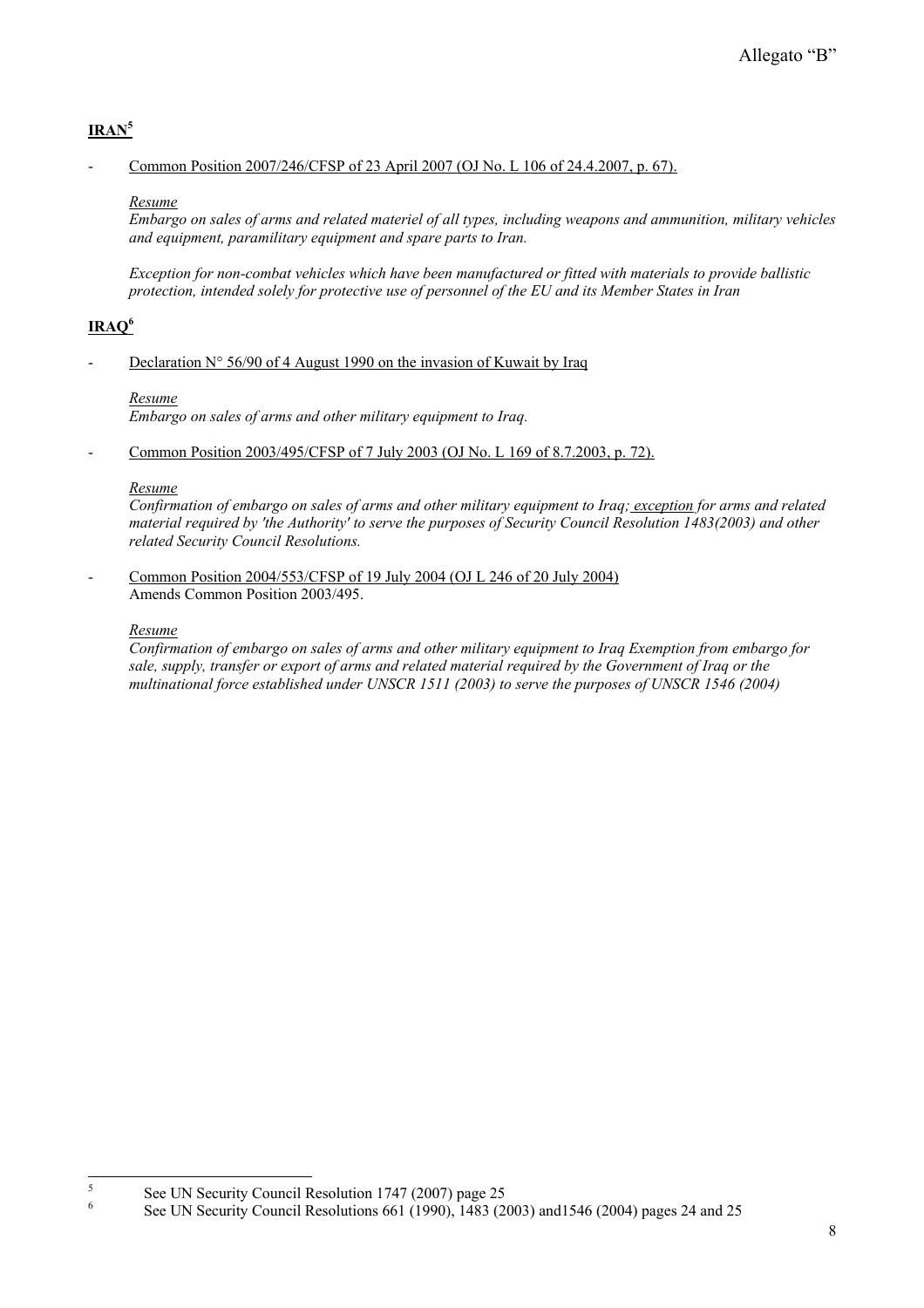**IRAN**[5]

- <u>Common Position 2007/246/CFSP of 23 April 2007 (OJ No. L 106 of 24.4.2007, p. 67).</u>

  *<u>Resume</u>*
  *Embargo on sales of arms and related materiel of all types, including weapons and ammunition, military vehicles and equipment, paramilitary equipment and spare parts to Iran.*

  *Exception for non-combat vehicles which have been manufactured or fitted with materials to provide ballistic protection, intended solely for protective use of personnel of the EU and its Member States in Iran*

**IRAQ**[6]

- <u>Declaration N° 56/90 of 4 August 1990 on the invasion of Kuwait by Iraq</u>

  *<u>Resume</u>*
  *Embargo on sales of arms and other military equipment to Iraq.*

- <u>Common Position 2003/495/CFSP of 7 July 2003 (OJ No. L 169 of 8.7.2003, p. 72).</u>

  *<u>Resume</u>*
  *Confirmation of embargo on sales of arms and other military equipment to Iraq; <u>exception</u> for arms and related material required by 'the Authority' to serve the purposes of Security Council Resolution 1483(2003) and other related Security Council Resolutions.*

- <u>Common Position 2004/553/CFSP of 19 July 2004 (OJ L 246 of 20 July 2004)</u>
  Amends Common Position 2003/495.

  *<u>Resume</u>*
  *Confirmation of embargo on sales of arms and other military equipment to Iraq Exemption from embargo for sale, supply, transfer or export of arms and related material required by the Government of Iraq or the multinational force established under UNSCR 1511 (2003) to serve the purposes of UNSCR 1546 (2004)*

---

[5] See UN Security Council Resolution 1747 (2007) page 25

[6] See UN Security Council Resolutions 661 (1990), 1483 (2003) and1546 (2004) pages 24 and 25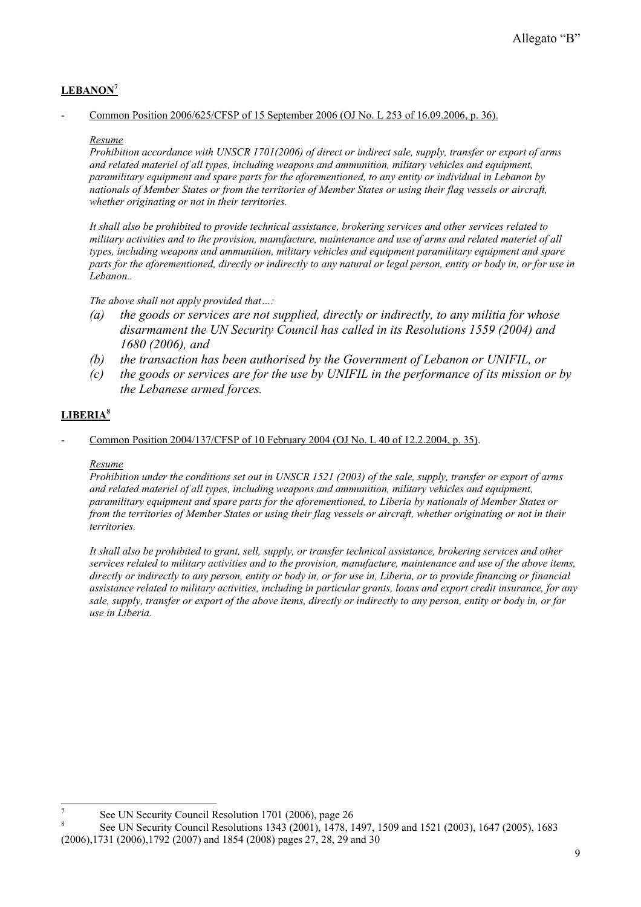## LEBANON[7]

- Common Position 2006/625/CFSP of 15 September 2006 (OJ No. L 253 of 16.09.2006, p. 36).

*Resume*

*Prohibition accordance with UNSCR 1701(2006) of direct or indirect sale, supply, transfer or export of arms and related materiel of all types, including weapons and ammunition, military vehicles and equipment, paramilitary equipment and spare parts for the aforementioned, to any entity or individual in Lebanon by nationals of Member States or from the territories of Member States or using their flag vessels or aircraft, whether originating or not in their territories.*

*It shall also be prohibited to provide technical assistance, brokering services and other services related to military activities and to the provision, manufacture, maintenance and use of arms and related materiel of all types, including weapons and ammunition, military vehicles and equipment paramilitary equipment and spare parts for the aforementioned, directly or indirectly to any natural or legal person, entity or body in, or for use in Lebanon..*

*The above shall not apply provided that…:*

- *(a) the goods or services are not supplied, directly or indirectly, to any militia for whose disarmament the UN Security Council has called in its Resolutions 1559 (2004) and 1680 (2006), and*
- *(b) the transaction has been authorised by the Government of Lebanon or UNIFIL, or*
- *(c) the goods or services are for the use by UNIFIL in the performance of its mission or by the Lebanese armed forces.*

## LIBERIA[8]

- Common Position 2004/137/CFSP of 10 February 2004 (OJ No. L 40 of 12.2.2004, p. 35).

*Resume*

*Prohibition under the conditions set out in UNSCR 1521 (2003) of the sale, supply, transfer or export of arms and related materiel of all types, including weapons and ammunition, military vehicles and equipment, paramilitary equipment and spare parts for the aforementioned, to Liberia by nationals of Member States or from the territories of Member States or using their flag vessels or aircraft, whether originating or not in their territories.*

*It shall also be prohibited to grant, sell, supply, or transfer technical assistance, brokering services and other services related to military activities and to the provision, manufacture, maintenance and use of the above items, directly or indirectly to any person, entity or body in, or for use in, Liberia, or to provide financing or financial assistance related to military activities, including in particular grants, loans and export credit insurance, for any sale, supply, transfer or export of the above items, directly or indirectly to any person, entity or body in, or for use in Liberia.*

---

[7] See UN Security Council Resolution 1701 (2006), page 26

[8] See UN Security Council Resolutions 1343 (2001), 1478, 1497, 1509 and 1521 (2003), 1647 (2005), 1683 (2006),1731 (2006),1792 (2007) and 1854 (2008) pages 27, 28, 29 and 30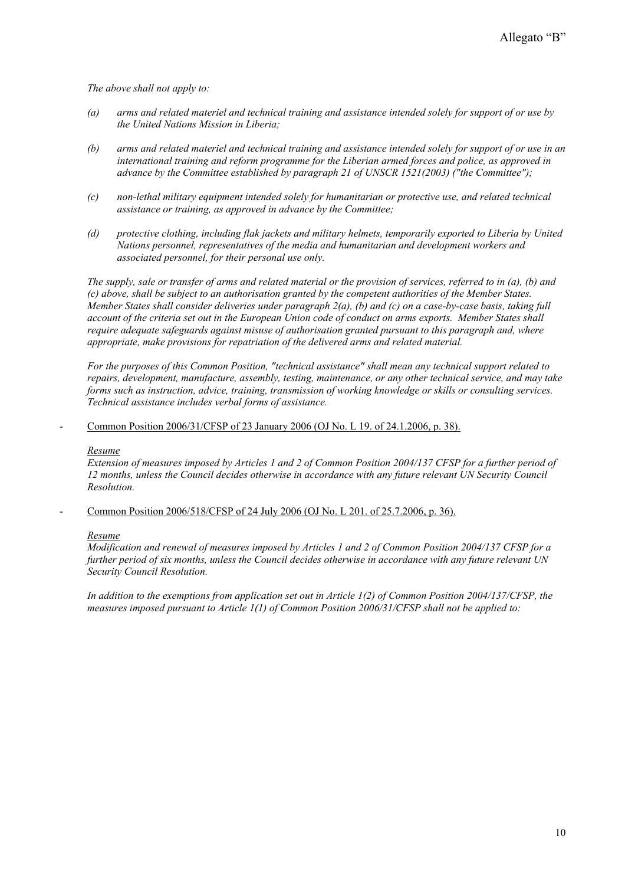*The above shall not apply to:*

*(a) arms and related materiel and technical training and assistance intended solely for support of or use by the United Nations Mission in Liberia;*

*(b) arms and related materiel and technical training and assistance intended solely for support of or use in an international training and reform programme for the Liberian armed forces and police, as approved in advance by the Committee established by paragraph 21 of UNSCR 1521(2003) ("the Committee");*

*(c) non-lethal military equipment intended solely for humanitarian or protective use, and related technical assistance or training, as approved in advance by the Committee;*

*(d) protective clothing, including flak jackets and military helmets, temporarily exported to Liberia by United Nations personnel, representatives of the media and humanitarian and development workers and associated personnel, for their personal use only.*

*The supply, sale or transfer of arms and related material or the provision of services, referred to in (a), (b) and (c) above, shall be subject to an authorisation granted by the competent authorities of the Member States. Member States shall consider deliveries under paragraph 2(a), (b) and (c) on a case-by-case basis, taking full account of the criteria set out in the European Union code of conduct on arms exports. Member States shall require adequate safeguards against misuse of authorisation granted pursuant to this paragraph and, where appropriate, make provisions for repatriation of the delivered arms and related material.*

*For the purposes of this Common Position, "technical assistance" shall mean any technical support related to repairs, development, manufacture, assembly, testing, maintenance, or any other technical service, and may take forms such as instruction, advice, training, transmission of working knowledge or skills or consulting services. Technical assistance includes verbal forms of assistance.*

- Common Position 2006/31/CFSP of 23 January 2006 (OJ No. L 19. of 24.1.2006, p. 38).

  *Resume*

  *Extension of measures imposed by Articles 1 and 2 of Common Position 2004/137 CFSP for a further period of 12 months, unless the Council decides otherwise in accordance with any future relevant UN Security Council Resolution.*

- Common Position 2006/518/CFSP of 24 July 2006 (OJ No. L 201. of 25.7.2006, p. 36).

  *Resume*

  *Modification and renewal of measures imposed by Articles 1 and 2 of Common Position 2004/137 CFSP for a further period of six months, unless the Council decides otherwise in accordance with any future relevant UN Security Council Resolution.*

  *In addition to the exemptions from application set out in Article 1(2) of Common Position 2004/137/CFSP, the measures imposed pursuant to Article 1(1) of Common Position 2006/31/CFSP shall not be applied to:*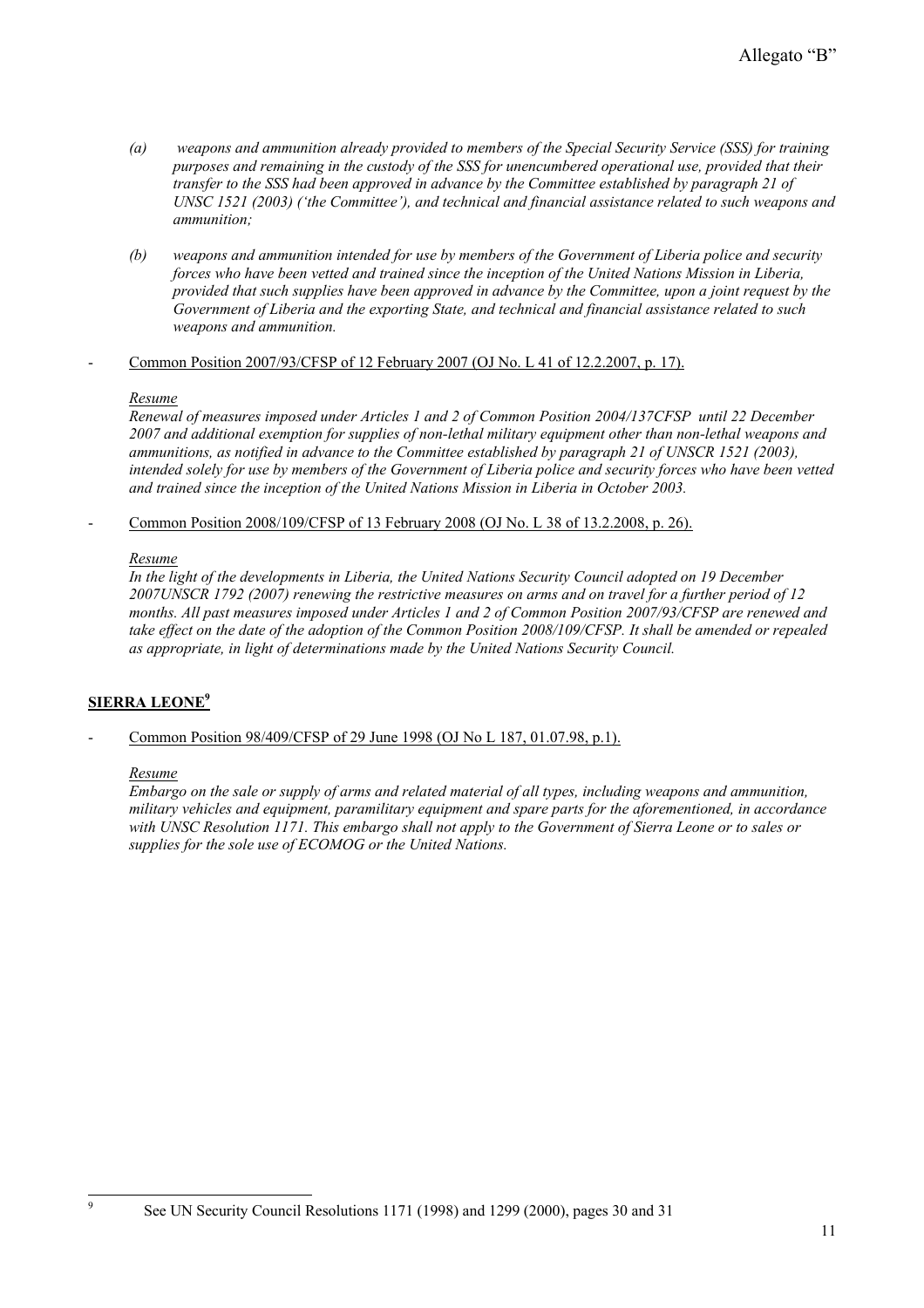- *(a)* *weapons and ammunition already provided to members of the Special Security Service (SSS) for training purposes and remaining in the custody of the SSS for unencumbered operational use, provided that their transfer to the SSS had been approved in advance by the Committee established by paragraph 21 of UNSC 1521 (2003) ('the Committee'), and technical and financial assistance related to such weapons and ammunition;*

- *(b)* *weapons and ammunition intended for use by members of the Government of Liberia police and security forces who have been vetted and trained since the inception of the United Nations Mission in Liberia, provided that such supplies have been approved in advance by the Committee, upon a joint request by the Government of Liberia and the exporting State, and technical and financial assistance related to such weapons and ammunition.*

- Common Position 2007/93/CFSP of 12 February 2007 (OJ No. L 41 of 12.2.2007, p. 17).

  *Resume*

  *Renewal of measures imposed under Articles 1 and 2 of Common Position 2004/137CFSP until 22 December 2007 and additional exemption for supplies of non-lethal military equipment other than non-lethal weapons and ammunitions, as notified in advance to the Committee established by paragraph 21 of UNSCR 1521 (2003), intended solely for use by members of the Government of Liberia police and security forces who have been vetted and trained since the inception of the United Nations Mission in Liberia in October 2003.*

- Common Position 2008/109/CFSP of 13 February 2008 (OJ No. L 38 of 13.2.2008, p. 26).

  *Resume*

  *In the light of the developments in Liberia, the United Nations Security Council adopted on 19 December 2007UNSCR 1792 (2007) renewing the restrictive measures on arms and on travel for a further period of 12 months. All past measures imposed under Articles 1 and 2 of Common Position 2007/93/CFSP are renewed and take effect on the date of the adoption of the Common Position 2008/109/CFSP. It shall be amended or repealed as appropriate, in light of determinations made by the United Nations Security Council.*

## SIERRA LEONE[9]

- Common Position 98/409/CFSP of 29 June 1998 (OJ No L 187, 01.07.98, p.1).

  *Resume*

  *Embargo on the sale or supply of arms and related material of all types, including weapons and ammunition, military vehicles and equipment, paramilitary equipment and spare parts for the aforementioned, in accordance with UNSC Resolution 1171. This embargo shall not apply to the Government of Sierra Leone or to sales or supplies for the sole use of ECOMOG or the United Nations.*

---

[9] See UN Security Council Resolutions 1171 (1998) and 1299 (2000), pages 30 and 31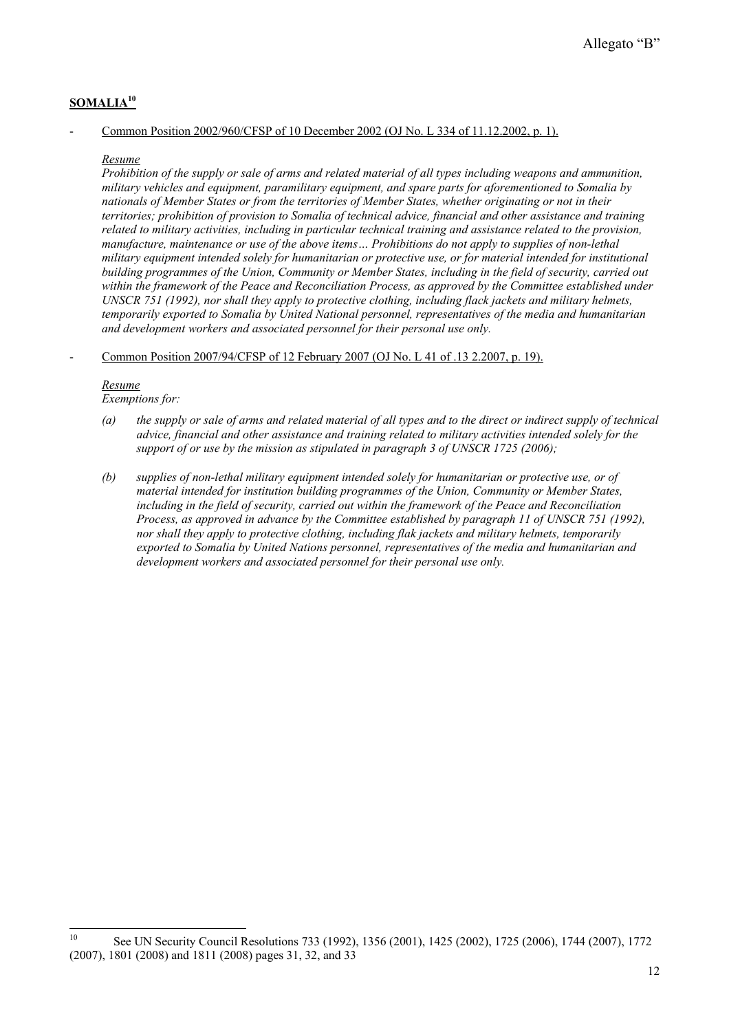## SOMALIA[10]

- Common Position 2002/960/CFSP of 10 December 2002 (OJ No. L 334 of 11.12.2002, p. 1).

  *Resume*

  *Prohibition of the supply or sale of arms and related material of all types including weapons and ammunition, military vehicles and equipment, paramilitary equipment, and spare parts for aforementioned to Somalia by nationals of Member States or from the territories of Member States, whether originating or not in their territories; prohibition of provision to Somalia of technical advice, financial and other assistance and training related to military activities, including in particular technical training and assistance related to the provision, manufacture, maintenance or use of the above items… Prohibitions do not apply to supplies of non-lethal military equipment intended solely for humanitarian or protective use, or for material intended for institutional building programmes of the Union, Community or Member States, including in the field of security, carried out within the framework of the Peace and Reconciliation Process, as approved by the Committee established under UNSCR 751 (1992), nor shall they apply to protective clothing, including flack jackets and military helmets, temporarily exported to Somalia by United National personnel, representatives of the media and humanitarian and development workers and associated personnel for their personal use only.*

- Common Position 2007/94/CFSP of 12 February 2007 (OJ No. L 41 of .13 2.2007, p. 19).

  *Resume*

  *Exemptions for:*

  *(a) the supply or sale of arms and related material of all types and to the direct or indirect supply of technical advice, financial and other assistance and training related to military activities intended solely for the support of or use by the mission as stipulated in paragraph 3 of UNSCR 1725 (2006);*

  *(b) supplies of non-lethal military equipment intended solely for humanitarian or protective use, or of material intended for institution building programmes of the Union, Community or Member States, including in the field of security, carried out within the framework of the Peace and Reconciliation Process, as approved in advance by the Committee established by paragraph 11 of UNSCR 751 (1992), nor shall they apply to protective clothing, including flak jackets and military helmets, temporarily exported to Somalia by United Nations personnel, representatives of the media and humanitarian and development workers and associated personnel for their personal use only.*

---

[10] See UN Security Council Resolutions 733 (1992), 1356 (2001), 1425 (2002), 1725 (2006), 1744 (2007), 1772 (2007), 1801 (2008) and 1811 (2008) pages 31, 32, and 33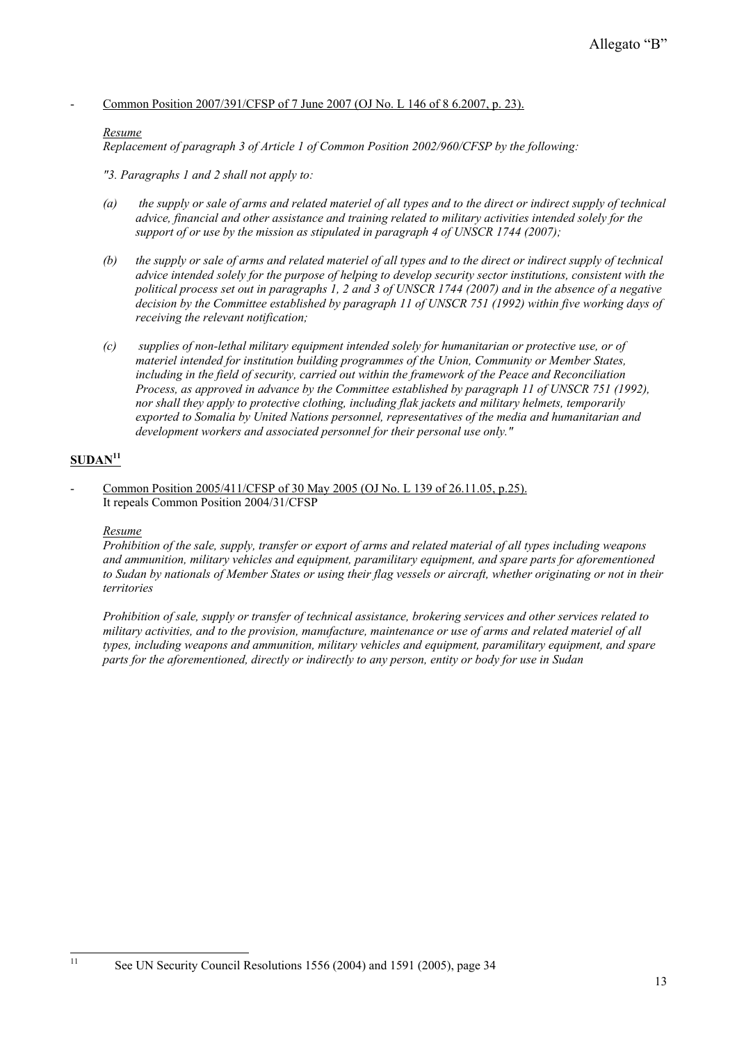- Common Position 2007/391/CFSP of 7 June 2007 (OJ No. L 146 of 8 6.2007, p. 23).

  *Resume*
  *Replacement of paragraph 3 of Article 1 of Common Position 2002/960/CFSP by the following:*

  *"3. Paragraphs 1 and 2 shall not apply to:*

  *(a) the supply or sale of arms and related materiel of all types and to the direct or indirect supply of technical advice, financial and other assistance and training related to military activities intended solely for the support of or use by the mission as stipulated in paragraph 4 of UNSCR 1744 (2007);*

  *(b) the supply or sale of arms and related materiel of all types and to the direct or indirect supply of technical advice intended solely for the purpose of helping to develop security sector institutions, consistent with the political process set out in paragraphs 1, 2 and 3 of UNSCR 1744 (2007) and in the absence of a negative decision by the Committee established by paragraph 11 of UNSCR 751 (1992) within five working days of receiving the relevant notification;*

  *(c) supplies of non-lethal military equipment intended solely for humanitarian or protective use, or of materiel intended for institution building programmes of the Union, Community or Member States, including in the field of security, carried out within the framework of the Peace and Reconciliation Process, as approved in advance by the Committee established by paragraph 11 of UNSCR 751 (1992), nor shall they apply to protective clothing, including flak jackets and military helmets, temporarily exported to Somalia by United Nations personnel, representatives of the media and humanitarian and development workers and associated personnel for their personal use only."*

## SUDAN[11]

- Common Position 2005/411/CFSP of 30 May 2005 (OJ No. L 139 of 26.11.05, p.25).
  It repeals Common Position 2004/31/CFSP

  *Resume*
  *Prohibition of the sale, supply, transfer or export of arms and related material of all types including weapons and ammunition, military vehicles and equipment, paramilitary equipment, and spare parts for aforementioned to Sudan by nationals of Member States or using their flag vessels or aircraft, whether originating or not in their territories*

  *Prohibition of sale, supply or transfer of technical assistance, brokering services and other services related to military activities, and to the provision, manufacture, maintenance or use of arms and related materiel of all types, including weapons and ammunition, military vehicles and equipment, paramilitary equipment, and spare parts for the aforementioned, directly or indirectly to any person, entity or body for use in Sudan*

---

[11] See UN Security Council Resolutions 1556 (2004) and 1591 (2005), page 34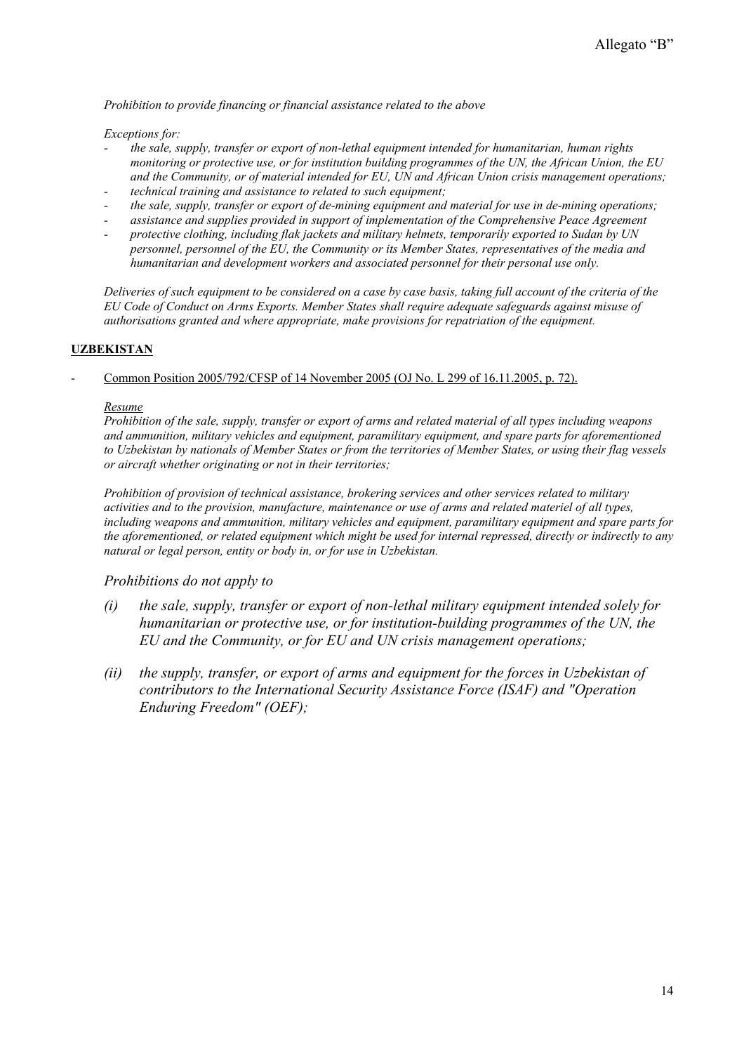*Prohibition to provide financing or financial assistance related to the above*

*Exceptions for:*

- *the sale, supply, transfer or export of non-lethal equipment intended for humanitarian, human rights monitoring or protective use, or for institution building programmes of the UN, the African Union, the EU and the Community, or of material intended for EU, UN and African Union crisis management operations;*
- *technical training and assistance to related to such equipment;*
- *the sale, supply, transfer or export of de-mining equipment and material for use in de-mining operations;*
- *assistance and supplies provided in support of implementation of the Comprehensive Peace Agreement*
- *protective clothing, including flak jackets and military helmets, temporarily exported to Sudan by UN personnel, personnel of the EU, the Community or its Member States, representatives of the media and humanitarian and development workers and associated personnel for their personal use only.*

*Deliveries of such equipment to be considered on a case by case basis, taking full account of the criteria of the EU Code of Conduct on Arms Exports. Member States shall require adequate safeguards against misuse of authorisations granted and where appropriate, make provisions for repatriation of the equipment.*

**UZBEKISTAN**

- Common Position 2005/792/CFSP of 14 November 2005 (OJ No. L 299 of 16.11.2005, p. 72).

*Resume*

*Prohibition of the sale, supply, transfer or export of arms and related material of all types including weapons and ammunition, military vehicles and equipment, paramilitary equipment, and spare parts for aforementioned to Uzbekistan by nationals of Member States or from the territories of Member States, or using their flag vessels or aircraft whether originating or not in their territories;*

*Prohibition of provision of technical assistance, brokering services and other services related to military activities and to the provision, manufacture, maintenance or use of arms and related materiel of all types, including weapons and ammunition, military vehicles and equipment, paramilitary equipment and spare parts for the aforementioned, or related equipment which might be used for internal repressed, directly or indirectly to any natural or legal person, entity or body in, or for use in Uzbekistan.*

*Prohibitions do not apply to*

*(i) the sale, supply, transfer or export of non-lethal military equipment intended solely for humanitarian or protective use, or for institution-building programmes of the UN, the EU and the Community, or for EU and UN crisis management operations;*

*(ii) the supply, transfer, or export of arms and equipment for the forces in Uzbekistan of contributors to the International Security Assistance Force (ISAF) and "Operation Enduring Freedom" (OEF);*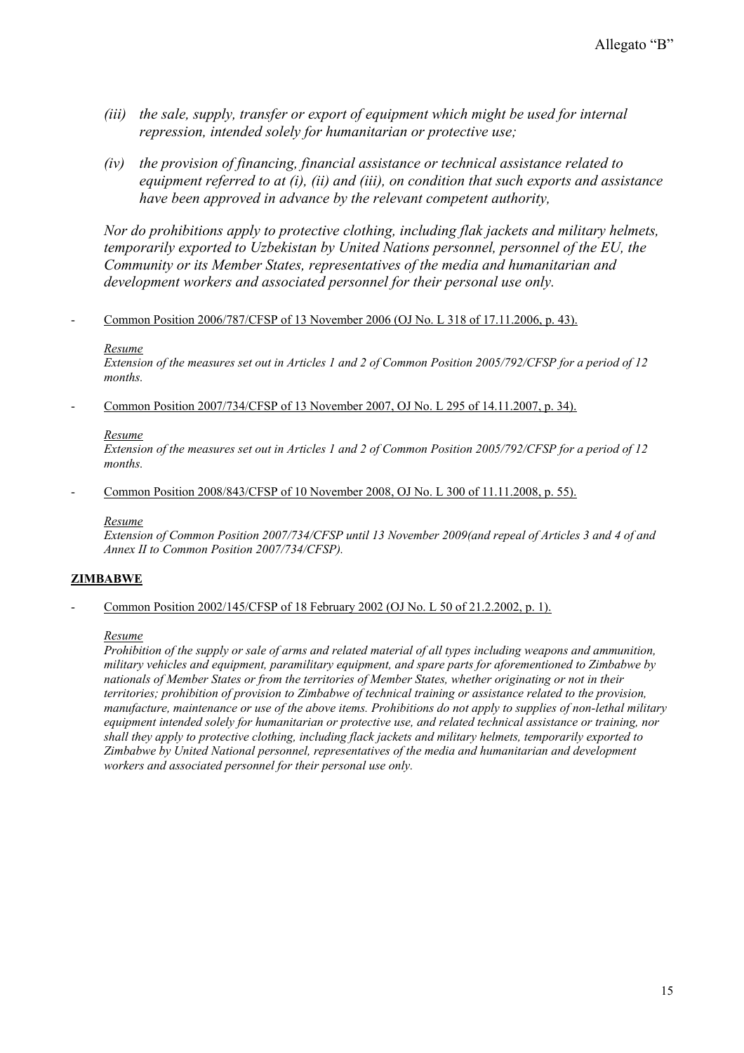- *(iii) the sale, supply, transfer or export of equipment which might be used for internal repression, intended solely for humanitarian or protective use;*

- *(iv) the provision of financing, financial assistance or technical assistance related to equipment referred to at (i), (ii) and (iii), on condition that such exports and assistance have been approved in advance by the relevant competent authority,*

*Nor do prohibitions apply to protective clothing, including flak jackets and military helmets, temporarily exported to Uzbekistan by United Nations personnel, personnel of the EU, the Community or its Member States, representatives of the media and humanitarian and development workers and associated personnel for their personal use only.*

- Common Position 2006/787/CFSP of 13 November 2006 (OJ No. L 318 of 17.11.2006, p. 43).

  *Resume*
  *Extension of the measures set out in Articles 1 and 2 of Common Position 2005/792/CFSP for a period of 12 months.*

- Common Position 2007/734/CFSP of 13 November 2007, OJ No. L 295 of 14.11.2007, p. 34).

  *Resume*
  *Extension of the measures set out in Articles 1 and 2 of Common Position 2005/792/CFSP for a period of 12 months.*

- Common Position 2008/843/CFSP of 10 November 2008, OJ No. L 300 of 11.11.2008, p. 55).

  *Resume*
  *Extension of Common Position 2007/734/CFSP until 13 November 2009(and repeal of Articles 3 and 4 of and Annex II to Common Position 2007/734/CFSP).*

## ZIMBABWE

- Common Position 2002/145/CFSP of 18 February 2002 (OJ No. L 50 of 21.2.2002, p. 1).

  *Resume*
  *Prohibition of the supply or sale of arms and related material of all types including weapons and ammunition, military vehicles and equipment, paramilitary equipment, and spare parts for aforementioned to Zimbabwe by nationals of Member States or from the territories of Member States, whether originating or not in their territories; prohibition of provision to Zimbabwe of technical training or assistance related to the provision, manufacture, maintenance or use of the above items. Prohibitions do not apply to supplies of non-lethal military equipment intended solely for humanitarian or protective use, and related technical assistance or training, nor shall they apply to protective clothing, including flack jackets and military helmets, temporarily exported to Zimbabwe by United National personnel, representatives of the media and humanitarian and development workers and associated personnel for their personal use only.*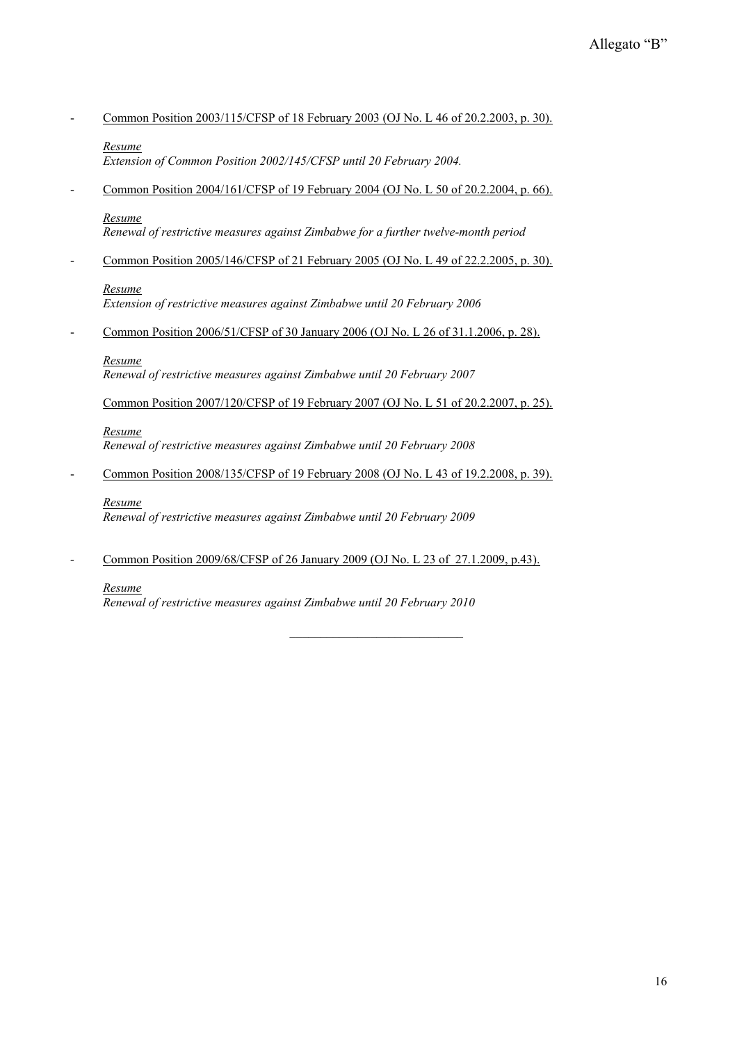Allegato "B"

- <u>Common Position 2003/115/CFSP of 18 February 2003 (OJ No. L 46 of 20.2.2003, p. 30).</u>

  *<u>Resume</u>*
  *Extension of Common Position 2002/145/CFSP until 20 February 2004.*

- <u>Common Position 2004/161/CFSP of 19 February 2004 (OJ No. L 50 of 20.2.2004, p. 66).</u>

  *<u>Resume</u>*
  *Renewal of restrictive measures against Zimbabwe for a further twelve-month period*

- <u>Common Position 2005/146/CFSP of 21 February 2005 (OJ No. L 49 of 22.2.2005, p. 30).</u>

  *<u>Resume</u>*
  *Extension of restrictive measures against Zimbabwe until 20 February 2006*

- <u>Common Position 2006/51/CFSP of 30 January 2006 (OJ No. L 26 of 31.1.2006, p. 28).</u>

  *<u>Resume</u>*
  *Renewal of restrictive measures against Zimbabwe until 20 February 2007*

  <u>Common Position 2007/120/CFSP of 19 February 2007 (OJ No. L 51 of 20.2.2007, p. 25).</u>

  *<u>Resume</u>*
  *Renewal of restrictive measures against Zimbabwe until 20 February 2008*

- <u>Common Position 2008/135/CFSP of 19 February 2008 (OJ No. L 43 of 19.2.2008, p. 39).</u>

  *<u>Resume</u>*
  *Renewal of restrictive measures against Zimbabwe until 20 February 2009*

- <u>Common Position 2009/68/CFSP of 26 January 2009 (OJ No. L 23 of 27.1.2009, p.43).</u>

  *<u>Resume</u>*
  *Renewal of restrictive measures against Zimbabwe until 20 February 2010*

---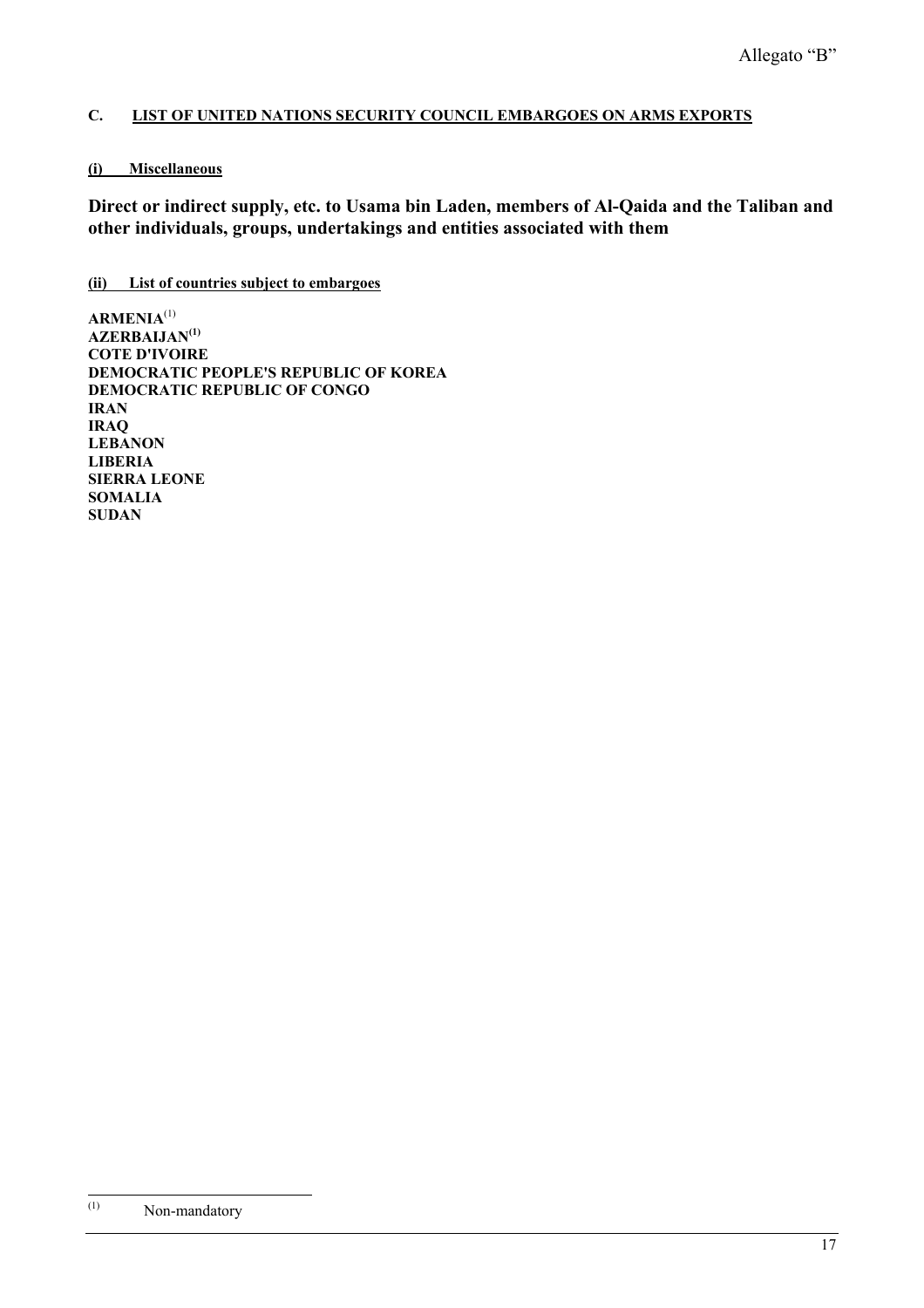Allegato "B"

## C. LIST OF UNITED NATIONS SECURITY COUNCIL EMBARGOES ON ARMS EXPORTS

### (i) Miscellaneous

**Direct or indirect supply, etc. to Usama bin Laden, members of Al-Qaida and the Taliban and other individuals, groups, undertakings and entities associated with them**

### (ii) List of countries subject to embargoes

**ARMENIA**[1]
**AZERBAIJAN**[1]
**COTE D'IVOIRE**
**DEMOCRATIC PEOPLE'S REPUBLIC OF KOREA**
**DEMOCRATIC REPUBLIC OF CONGO**
**IRAN**
**IRAQ**
**LEBANON**
**LIBERIA**
**SIERRA LEONE**
**SOMALIA**
**SUDAN**

---

[1] Non-mandatory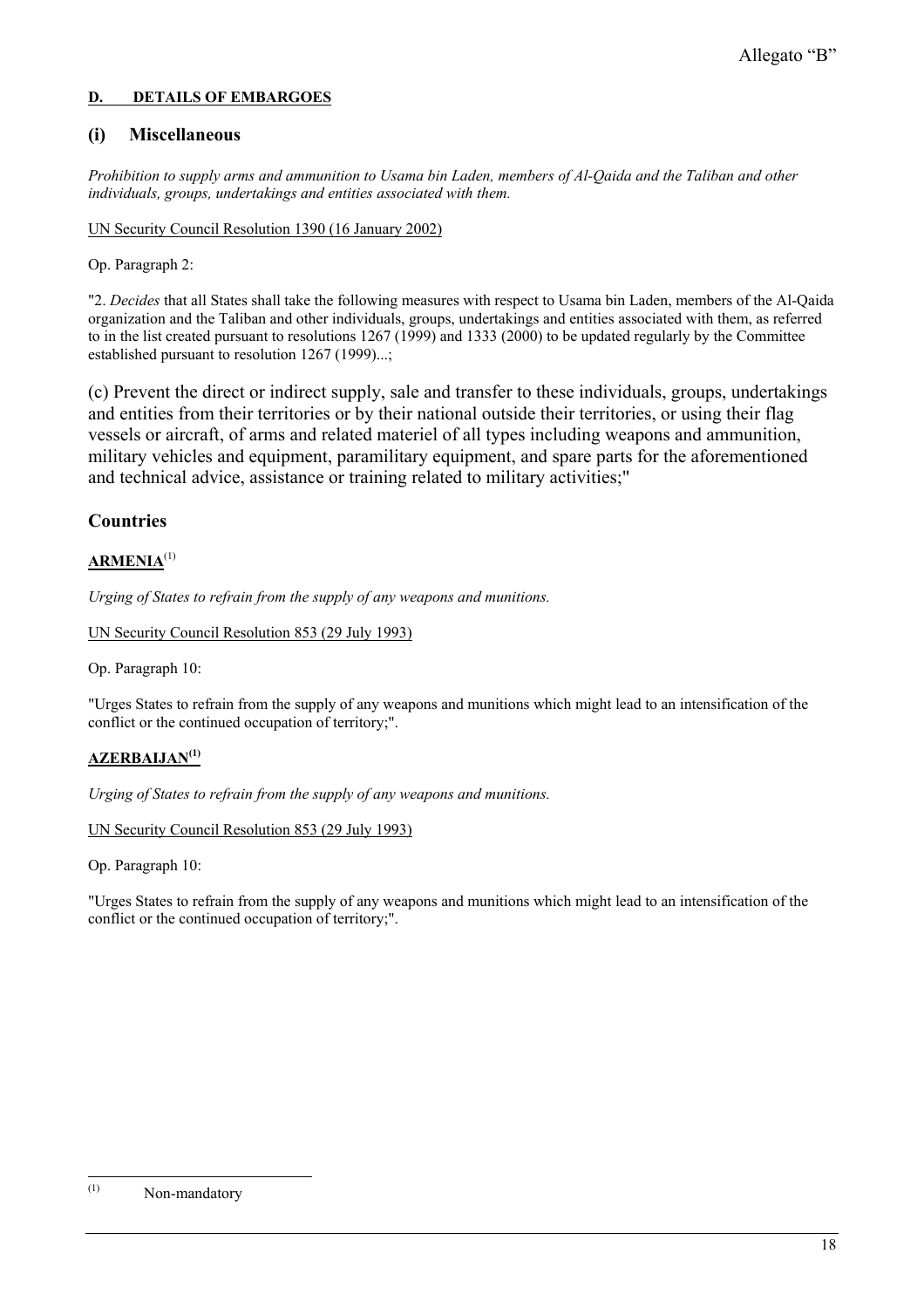Allegato “B”

**D. DETAILS OF EMBARGOES**

## (i) Miscellaneous

*Prohibition to supply arms and ammunition to Usama bin Laden, members of Al-Qaida and the Taliban and other individuals, groups, undertakings and entities associated with them.*

UN Security Council Resolution 1390 (16 January 2002)

Op. Paragraph 2:

"2. *Decides* that all States shall take the following measures with respect to Usama bin Laden, members of the Al-Qaida organization and the Taliban and other individuals, groups, undertakings and entities associated with them, as referred to in the list created pursuant to resolutions 1267 (1999) and 1333 (2000) to be updated regularly by the Committee established pursuant to resolution 1267 (1999)...;

(c) Prevent the direct or indirect supply, sale and transfer to these individuals, groups, undertakings and entities from their territories or by their national outside their territories, or using their flag vessels or aircraft, of arms and related materiel of all types including weapons and ammunition, military vehicles and equipment, paramilitary equipment, and spare parts for the aforementioned and technical advice, assistance or training related to military activities;"

## Countries

**ARMENIA**[(1)]

*Urging of States to refrain from the supply of any weapons and munitions.*

UN Security Council Resolution 853 (29 July 1993)

Op. Paragraph 10:

"Urges States to refrain from the supply of any weapons and munitions which might lead to an intensification of the conflict or the continued occupation of territory;".

**AZERBAIJAN**[(1)]

*Urging of States to refrain from the supply of any weapons and munitions.*

UN Security Council Resolution 853 (29 July 1993)

Op. Paragraph 10:

"Urges States to refrain from the supply of any weapons and munitions which might lead to an intensification of the conflict or the continued occupation of territory;".

---

(1) Non-mandatory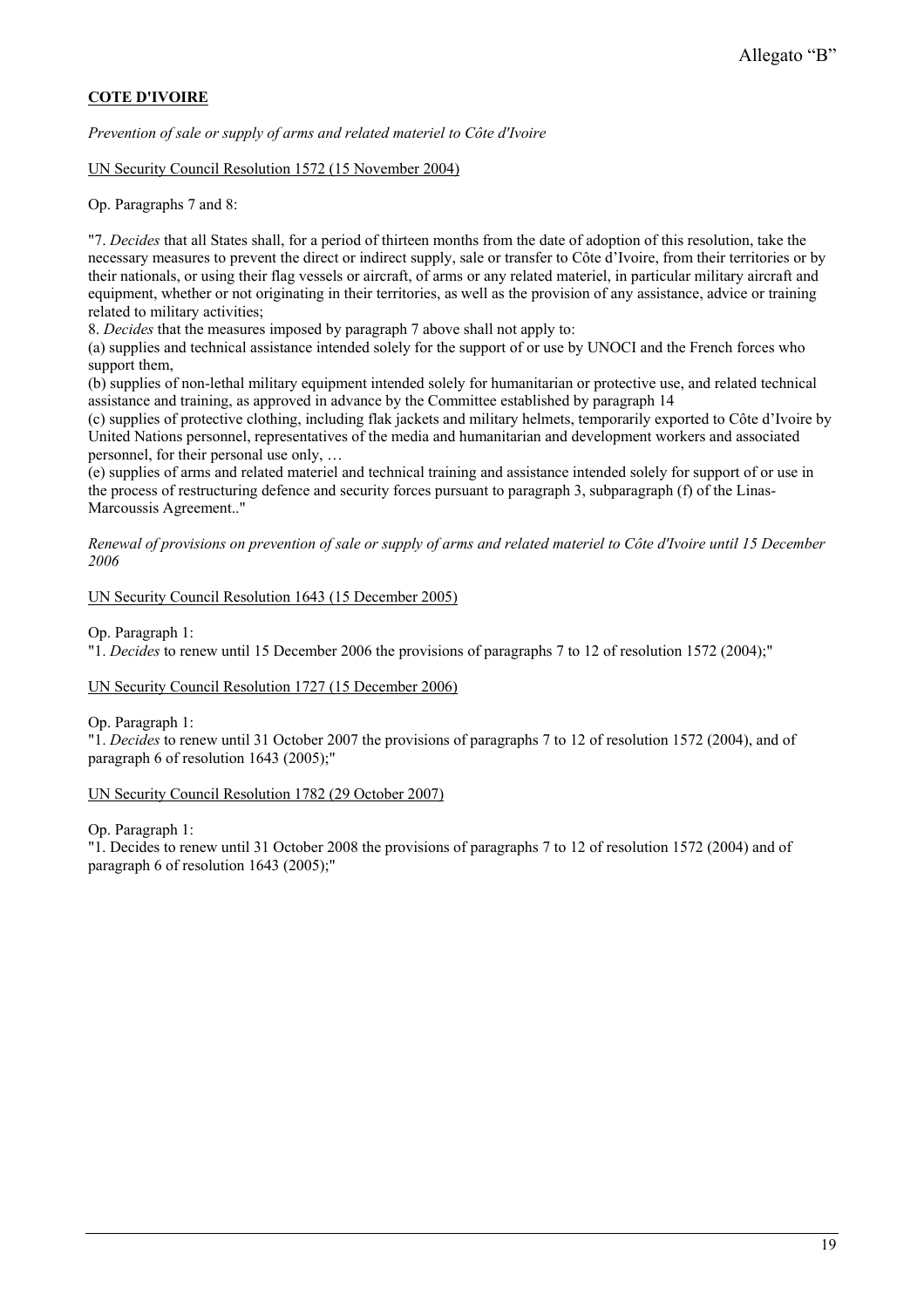Allegato "B"

**COTE D'IVOIRE**

*Prevention of sale or supply of arms and related materiel to Côte d'Ivoire*

UN Security Council Resolution 1572 (15 November 2004)

Op. Paragraphs 7 and 8:

"7. *Decides* that all States shall, for a period of thirteen months from the date of adoption of this resolution, take the necessary measures to prevent the direct or indirect supply, sale or transfer to Côte d'Ivoire, from their territories or by their nationals, or using their flag vessels or aircraft, of arms or any related materiel, in particular military aircraft and equipment, whether or not originating in their territories, as well as the provision of any assistance, advice or training related to military activities;

8. *Decides* that the measures imposed by paragraph 7 above shall not apply to:

(a) supplies and technical assistance intended solely for the support of or use by UNOCI and the French forces who support them,

(b) supplies of non-lethal military equipment intended solely for humanitarian or protective use, and related technical assistance and training, as approved in advance by the Committee established by paragraph 14

(c) supplies of protective clothing, including flak jackets and military helmets, temporarily exported to Côte d'Ivoire by United Nations personnel, representatives of the media and humanitarian and development workers and associated personnel, for their personal use only, …

(e) supplies of arms and related materiel and technical training and assistance intended solely for support of or use in the process of restructuring defence and security forces pursuant to paragraph 3, subparagraph (f) of the Linas-Marcoussis Agreement.."

*Renewal of provisions on prevention of sale or supply of arms and related materiel to Côte d'Ivoire until 15 December 2006*

UN Security Council Resolution 1643 (15 December 2005)

Op. Paragraph 1:

"1. *Decides* to renew until 15 December 2006 the provisions of paragraphs 7 to 12 of resolution 1572 (2004);"

UN Security Council Resolution 1727 (15 December 2006)

Op. Paragraph 1:

"1. *Decides* to renew until 31 October 2007 the provisions of paragraphs 7 to 12 of resolution 1572 (2004), and of paragraph 6 of resolution 1643 (2005);"

UN Security Council Resolution 1782 (29 October 2007)

Op. Paragraph 1:

"1. Decides to renew until 31 October 2008 the provisions of paragraphs 7 to 12 of resolution 1572 (2004) and of paragraph 6 of resolution 1643 (2005);"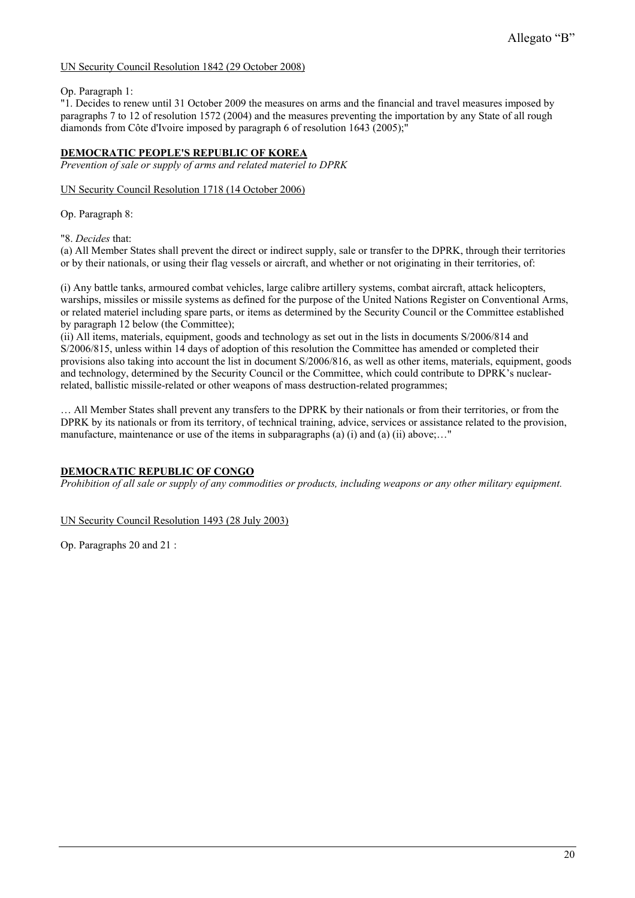Allegato "B"

UN Security Council Resolution 1842 (29 October 2008)

Op. Paragraph 1:

"1. Decides to renew until 31 October 2009 the measures on arms and the financial and travel measures imposed by paragraphs 7 to 12 of resolution 1572 (2004) and the measures preventing the importation by any State of all rough diamonds from Côte d'Ivoire imposed by paragraph 6 of resolution 1643 (2005);"

## DEMOCRATIC PEOPLE'S REPUBLIC OF KOREA

*Prevention of sale or supply of arms and related materiel to DPRK*

UN Security Council Resolution 1718 (14 October 2006)

Op. Paragraph 8:

"8. *Decides* that:

(a) All Member States shall prevent the direct or indirect supply, sale or transfer to the DPRK, through their territories or by their nationals, or using their flag vessels or aircraft, and whether or not originating in their territories, of:

(i) Any battle tanks, armoured combat vehicles, large calibre artillery systems, combat aircraft, attack helicopters, warships, missiles or missile systems as defined for the purpose of the United Nations Register on Conventional Arms, or related materiel including spare parts, or items as determined by the Security Council or the Committee established by paragraph 12 below (the Committee);

(ii) All items, materials, equipment, goods and technology as set out in the lists in documents S/2006/814 and S/2006/815, unless within 14 days of adoption of this resolution the Committee has amended or completed their provisions also taking into account the list in document S/2006/816, as well as other items, materials, equipment, goods and technology, determined by the Security Council or the Committee, which could contribute to DPRK's nuclear-related, ballistic missile-related or other weapons of mass destruction-related programmes;

… All Member States shall prevent any transfers to the DPRK by their nationals or from their territories, or from the DPRK by its nationals or from its territory, of technical training, advice, services or assistance related to the provision, manufacture, maintenance or use of the items in subparagraphs (a) (i) and (a) (ii) above;…"

## DEMOCRATIC REPUBLIC OF CONGO

*Prohibition of all sale or supply of any commodities or products, including weapons or any other military equipment.*

UN Security Council Resolution 1493 (28 July 2003)

Op. Paragraphs 20 and 21 :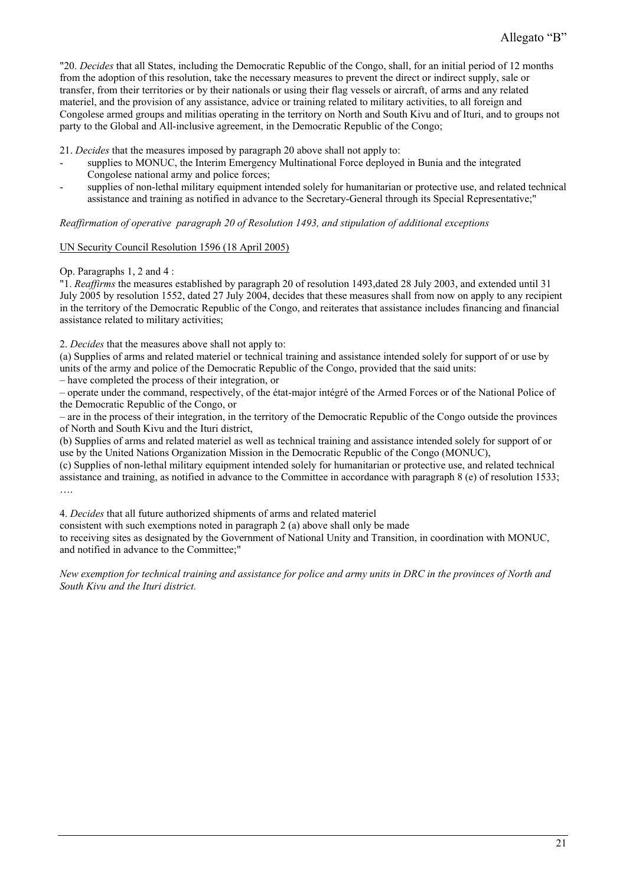"20. *Decides* that all States, including the Democratic Republic of the Congo, shall, for an initial period of 12 months from the adoption of this resolution, take the necessary measures to prevent the direct or indirect supply, sale or transfer, from their territories or by their nationals or using their flag vessels or aircraft, of arms and any related materiel, and the provision of any assistance, advice or training related to military activities, to all foreign and Congolese armed groups and militias operating in the territory on North and South Kivu and of Ituri, and to groups not party to the Global and All-inclusive agreement, in the Democratic Republic of the Congo;

21. *Decides* that the measures imposed by paragraph 20 above shall not apply to:

- supplies to MONUC, the Interim Emergency Multinational Force deployed in Bunia and the integrated Congolese national army and police forces;
- supplies of non-lethal military equipment intended solely for humanitarian or protective use, and related technical assistance and training as notified in advance to the Secretary-General through its Special Representative;"

*Reaffirmation of operative paragraph 20 of Resolution 1493, and stipulation of additional exceptions*

<u>UN Security Council Resolution 1596 (18 April 2005)</u>

Op. Paragraphs 1, 2 and 4 :

"1. *Reaffirms* the measures established by paragraph 20 of resolution 1493,dated 28 July 2003, and extended until 31 July 2005 by resolution 1552, dated 27 July 2004, decides that these measures shall from now on apply to any recipient in the territory of the Democratic Republic of the Congo, and reiterates that assistance includes financing and financial assistance related to military activities;

2. *Decides* that the measures above shall not apply to:

(a) Supplies of arms and related materiel or technical training and assistance intended solely for support of or use by units of the army and police of the Democratic Republic of the Congo, provided that the said units:

– have completed the process of their integration, or

– operate under the command, respectively, of the état-major intégré of the Armed Forces or of the National Police of the Democratic Republic of the Congo, or

– are in the process of their integration, in the territory of the Democratic Republic of the Congo outside the provinces of North and South Kivu and the Ituri district,

(b) Supplies of arms and related materiel as well as technical training and assistance intended solely for support of or use by the United Nations Organization Mission in the Democratic Republic of the Congo (MONUC),

(c) Supplies of non-lethal military equipment intended solely for humanitarian or protective use, and related technical assistance and training, as notified in advance to the Committee in accordance with paragraph 8 (e) of resolution 1533;

….

4. *Decides* that all future authorized shipments of arms and related materiel consistent with such exemptions noted in paragraph 2 (a) above shall only be made to receiving sites as designated by the Government of National Unity and Transition, in coordination with MONUC, and notified in advance to the Committee;"

*New exemption for technical training and assistance for police and army units in DRC in the provinces of North and South Kivu and the Ituri district.*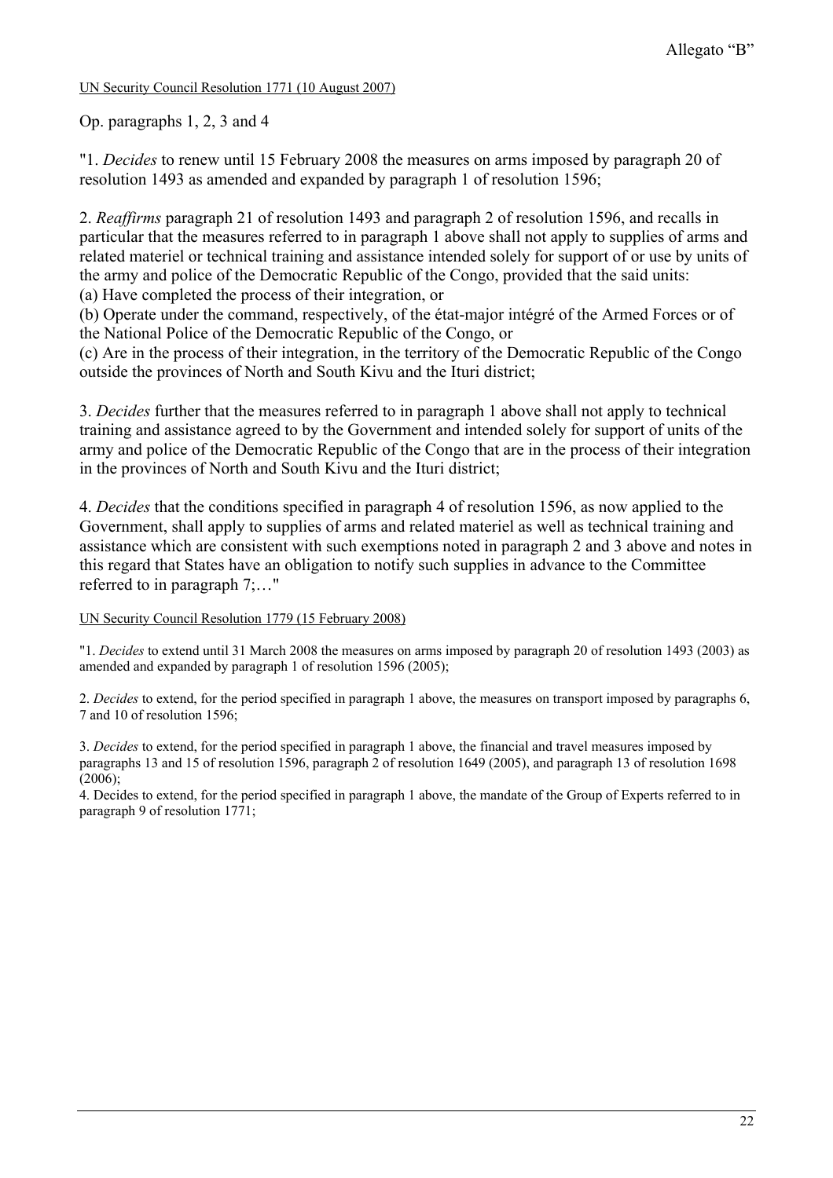Allegato "B"

<u>UN Security Council Resolution 1771 (10 August 2007)</u>

Op. paragraphs 1, 2, 3 and 4

"1. *Decides* to renew until 15 February 2008 the measures on arms imposed by paragraph 20 of resolution 1493 as amended and expanded by paragraph 1 of resolution 1596;

2. *Reaffirms* paragraph 21 of resolution 1493 and paragraph 2 of resolution 1596, and recalls in particular that the measures referred to in paragraph 1 above shall not apply to supplies of arms and related materiel or technical training and assistance intended solely for support of or use by units of the army and police of the Democratic Republic of the Congo, provided that the said units:
(a) Have completed the process of their integration, or
(b) Operate under the command, respectively, of the état-major intégré of the Armed Forces or of the National Police of the Democratic Republic of the Congo, or
(c) Are in the process of their integration, in the territory of the Democratic Republic of the Congo outside the provinces of North and South Kivu and the Ituri district;

3. *Decides* further that the measures referred to in paragraph 1 above shall not apply to technical training and assistance agreed to by the Government and intended solely for support of units of the army and police of the Democratic Republic of the Congo that are in the process of their integration in the provinces of North and South Kivu and the Ituri district;

4. *Decides* that the conditions specified in paragraph 4 of resolution 1596, as now applied to the Government, shall apply to supplies of arms and related materiel as well as technical training and assistance which are consistent with such exemptions noted in paragraph 2 and 3 above and notes in this regard that States have an obligation to notify such supplies in advance to the Committee referred to in paragraph 7;…"

<u>UN Security Council Resolution 1779 (15 February 2008)</u>

"1. *Decides* to extend until 31 March 2008 the measures on arms imposed by paragraph 20 of resolution 1493 (2003) as amended and expanded by paragraph 1 of resolution 1596 (2005);

2. *Decides* to extend, for the period specified in paragraph 1 above, the measures on transport imposed by paragraphs 6, 7 and 10 of resolution 1596;

3. *Decides* to extend, for the period specified in paragraph 1 above, the financial and travel measures imposed by paragraphs 13 and 15 of resolution 1596, paragraph 2 of resolution 1649 (2005), and paragraph 13 of resolution 1698 (2006);

4. Decides to extend, for the period specified in paragraph 1 above, the mandate of the Group of Experts referred to in paragraph 9 of resolution 1771;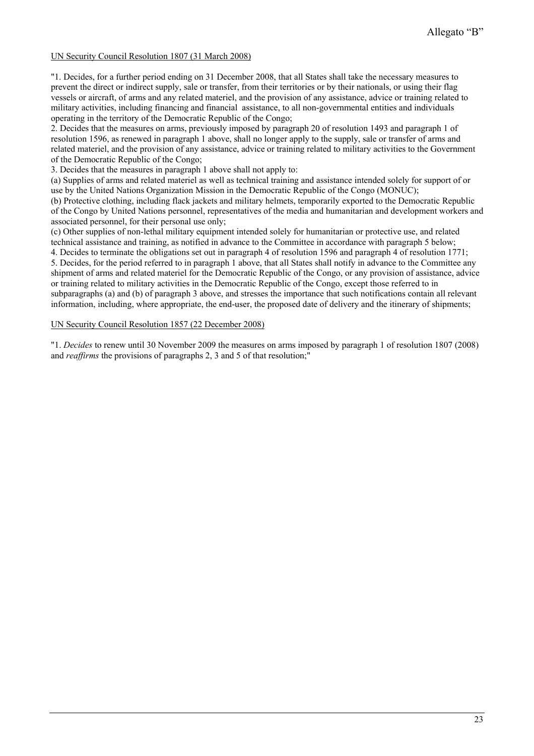Allegato “B”

UN Security Council Resolution 1807 (31 March 2008)

"1. Decides, for a further period ending on 31 December 2008, that all States shall take the necessary measures to prevent the direct or indirect supply, sale or transfer, from their territories or by their nationals, or using their flag vessels or aircraft, of arms and any related materiel, and the provision of any assistance, advice or training related to military activities, including financing and financial assistance, to all non-governmental entities and individuals operating in the territory of the Democratic Republic of the Congo;

2. Decides that the measures on arms, previously imposed by paragraph 20 of resolution 1493 and paragraph 1 of resolution 1596, as renewed in paragraph 1 above, shall no longer apply to the supply, sale or transfer of arms and related materiel, and the provision of any assistance, advice or training related to military activities to the Government of the Democratic Republic of the Congo;

3. Decides that the measures in paragraph 1 above shall not apply to:

(a) Supplies of arms and related materiel as well as technical training and assistance intended solely for support of or use by the United Nations Organization Mission in the Democratic Republic of the Congo (MONUC);

(b) Protective clothing, including flack jackets and military helmets, temporarily exported to the Democratic Republic of the Congo by United Nations personnel, representatives of the media and humanitarian and development workers and associated personnel, for their personal use only;

(c) Other supplies of non-lethal military equipment intended solely for humanitarian or protective use, and related technical assistance and training, as notified in advance to the Committee in accordance with paragraph 5 below;

4. Decides to terminate the obligations set out in paragraph 4 of resolution 1596 and paragraph 4 of resolution 1771;

5. Decides, for the period referred to in paragraph 1 above, that all States shall notify in advance to the Committee any shipment of arms and related materiel for the Democratic Republic of the Congo, or any provision of assistance, advice or training related to military activities in the Democratic Republic of the Congo, except those referred to in subparagraphs (a) and (b) of paragraph 3 above, and stresses the importance that such notifications contain all relevant information, including, where appropriate, the end-user, the proposed date of delivery and the itinerary of shipments;

UN Security Council Resolution 1857 (22 December 2008)

"1. *Decides* to renew until 30 November 2009 the measures on arms imposed by paragraph 1 of resolution 1807 (2008) and *reaffirms* the provisions of paragraphs 2, 3 and 5 of that resolution;"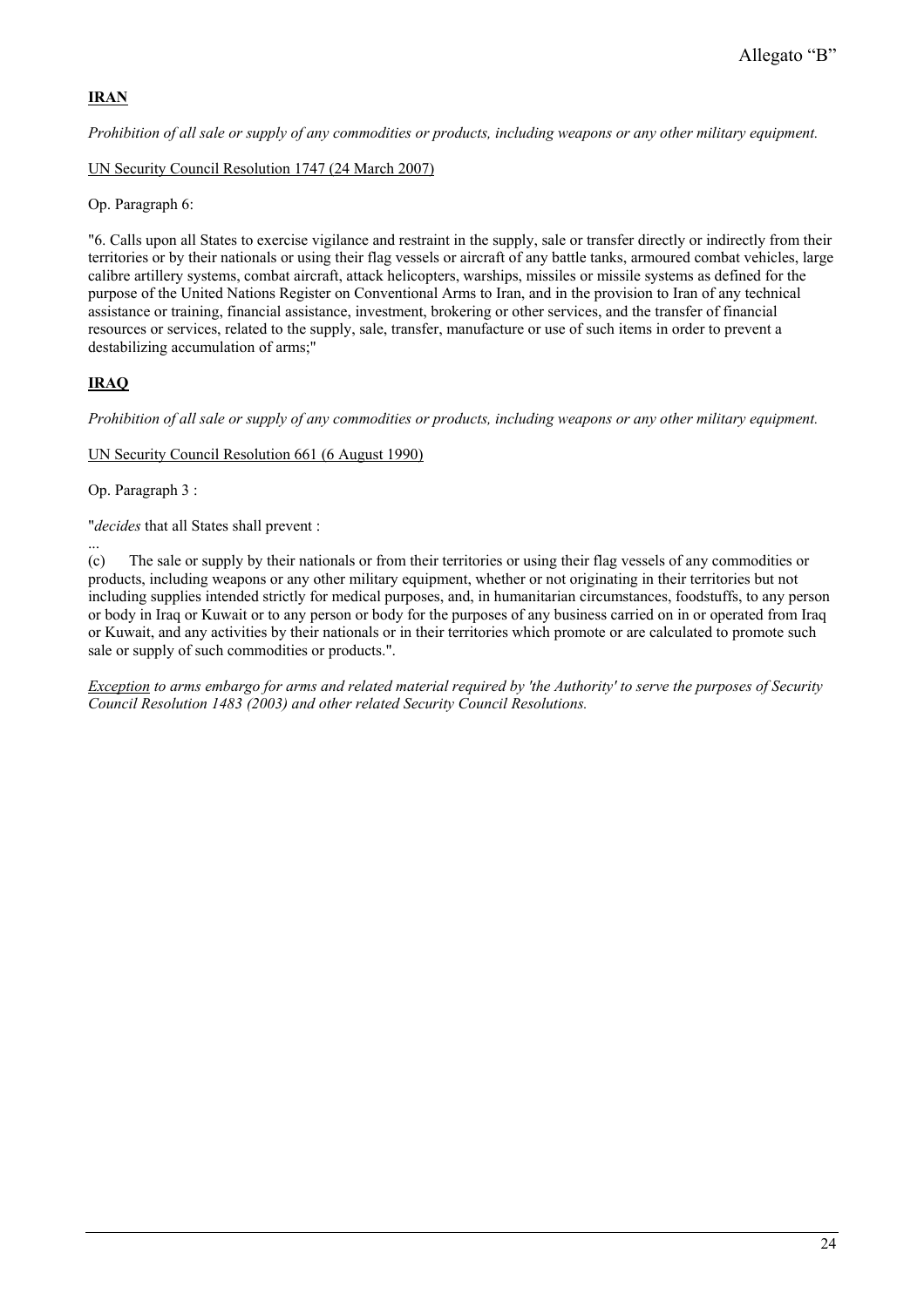Allegato “B”

**IRAN**

*Prohibition of all sale or supply of any commodities or products, including weapons or any other military equipment.*

UN Security Council Resolution 1747 (24 March 2007)

Op. Paragraph 6:

"6. Calls upon all States to exercise vigilance and restraint in the supply, sale or transfer directly or indirectly from their territories or by their nationals or using their flag vessels or aircraft of any battle tanks, armoured combat vehicles, large calibre artillery systems, combat aircraft, attack helicopters, warships, missiles or missile systems as defined for the purpose of the United Nations Register on Conventional Arms to Iran, and in the provision to Iran of any technical assistance or training, financial assistance, investment, brokering or other services, and the transfer of financial resources or services, related to the supply, sale, transfer, manufacture or use of such items in order to prevent a destabilizing accumulation of arms;"

**IRAQ**

*Prohibition of all sale or supply of any commodities or products, including weapons or any other military equipment.*

UN Security Council Resolution 661 (6 August 1990)

Op. Paragraph 3 :

"*decides* that all States shall prevent :

...

(c) The sale or supply by their nationals or from their territories or using their flag vessels of any commodities or products, including weapons or any other military equipment, whether or not originating in their territories but not including supplies intended strictly for medical purposes, and, in humanitarian circumstances, foodstuffs, to any person or body in Iraq or Kuwait or to any person or body for the purposes of any business carried on in or operated from Iraq or Kuwait, and any activities by their nationals or in their territories which promote or are calculated to promote such sale or supply of such commodities or products.".

*Exception to arms embargo for arms and related material required by 'the Authority' to serve the purposes of Security Council Resolution 1483 (2003) and other related Security Council Resolutions.*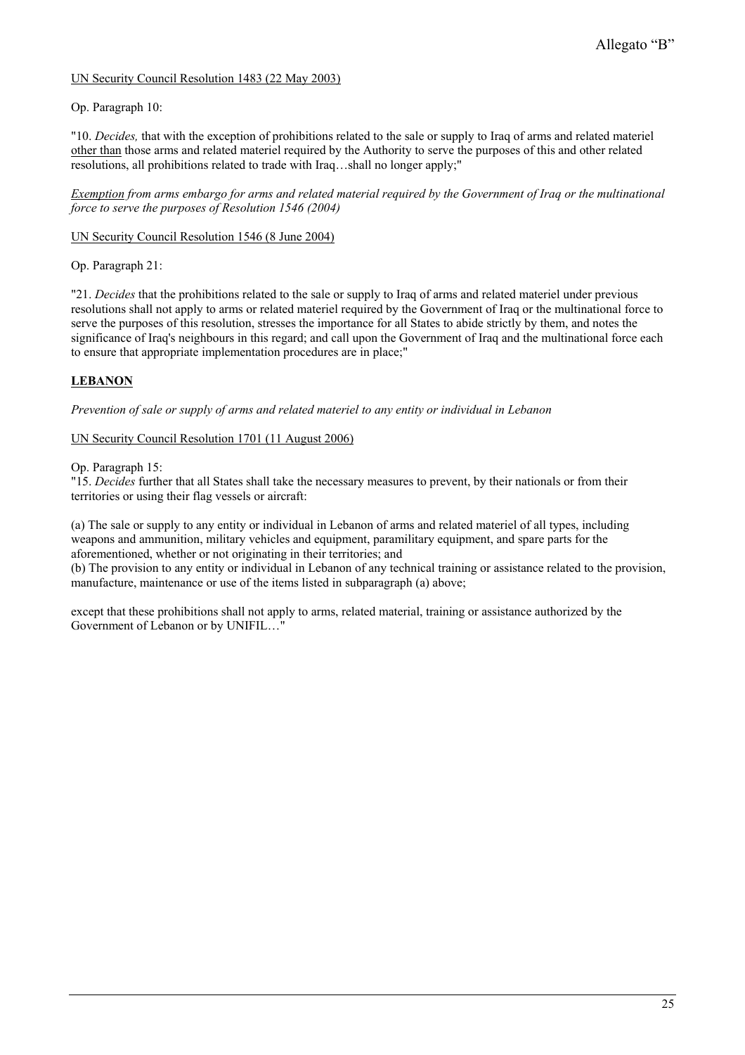Allegato "B"

UN Security Council Resolution 1483 (22 May 2003)

Op. Paragraph 10:

"10. *Decides,* that with the exception of prohibitions related to the sale or supply to Iraq of arms and related materiel other than those arms and related materiel required by the Authority to serve the purposes of this and other related resolutions, all prohibitions related to trade with Iraq…shall no longer apply;"

*Exemption from arms embargo for arms and related material required by the Government of Iraq or the multinational force to serve the purposes of Resolution 1546 (2004)*

UN Security Council Resolution 1546 (8 June 2004)

Op. Paragraph 21:

"21. *Decides* that the prohibitions related to the sale or supply to Iraq of arms and related materiel under previous resolutions shall not apply to arms or related materiel required by the Government of Iraq or the multinational force to serve the purposes of this resolution, stresses the importance for all States to abide strictly by them, and notes the significance of Iraq's neighbours in this regard; and call upon the Government of Iraq and the multinational force each to ensure that appropriate implementation procedures are in place;"

## LEBANON

*Prevention of sale or supply of arms and related materiel to any entity or individual in Lebanon*

UN Security Council Resolution 1701 (11 August 2006)

Op. Paragraph 15:
"15. *Decides* further that all States shall take the necessary measures to prevent, by their nationals or from their territories or using their flag vessels or aircraft:

(a) The sale or supply to any entity or individual in Lebanon of arms and related materiel of all types, including weapons and ammunition, military vehicles and equipment, paramilitary equipment, and spare parts for the aforementioned, whether or not originating in their territories; and
(b) The provision to any entity or individual in Lebanon of any technical training or assistance related to the provision, manufacture, maintenance or use of the items listed in subparagraph (a) above;

except that these prohibitions shall not apply to arms, related material, training or assistance authorized by the Government of Lebanon or by UNIFIL…"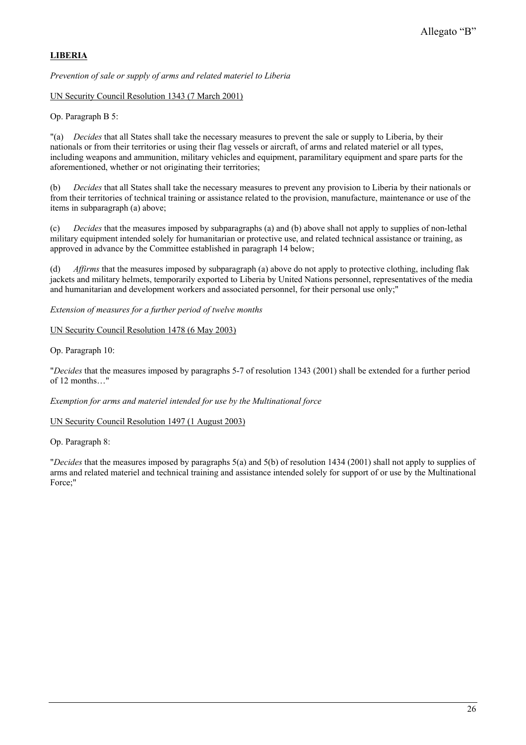Allegato “B”

**LIBERIA**

*Prevention of sale or supply of arms and related materiel to Liberia*

UN Security Council Resolution 1343 (7 March 2001)

Op. Paragraph B 5:

"(a) *Decides* that all States shall take the necessary measures to prevent the sale or supply to Liberia, by their nationals or from their territories or using their flag vessels or aircraft, of arms and related materiel or all types, including weapons and ammunition, military vehicles and equipment, paramilitary equipment and spare parts for the aforementioned, whether or not originating their territories;

(b) *Decides* that all States shall take the necessary measures to prevent any provision to Liberia by their nationals or from their territories of technical training or assistance related to the provision, manufacture, maintenance or use of the items in subparagraph (a) above;

(c) *Decides* that the measures imposed by subparagraphs (a) and (b) above shall not apply to supplies of non-lethal military equipment intended solely for humanitarian or protective use, and related technical assistance or training, as approved in advance by the Committee established in paragraph 14 below;

(d) *Affirms* that the measures imposed by subparagraph (a) above do not apply to protective clothing, including flak jackets and military helmets, temporarily exported to Liberia by United Nations personnel, representatives of the media and humanitarian and development workers and associated personnel, for their personal use only;"

*Extension of measures for a further period of twelve months*

UN Security Council Resolution 1478 (6 May 2003)

Op. Paragraph 10:

"*Decides* that the measures imposed by paragraphs 5-7 of resolution 1343 (2001) shall be extended for a further period of 12 months…"

*Exemption for arms and materiel intended for use by the Multinational force*

UN Security Council Resolution 1497 (1 August 2003)

Op. Paragraph 8:

"*Decides* that the measures imposed by paragraphs 5(a) and 5(b) of resolution 1434 (2001) shall not apply to supplies of arms and related materiel and technical training and assistance intended solely for support of or use by the Multinational Force;"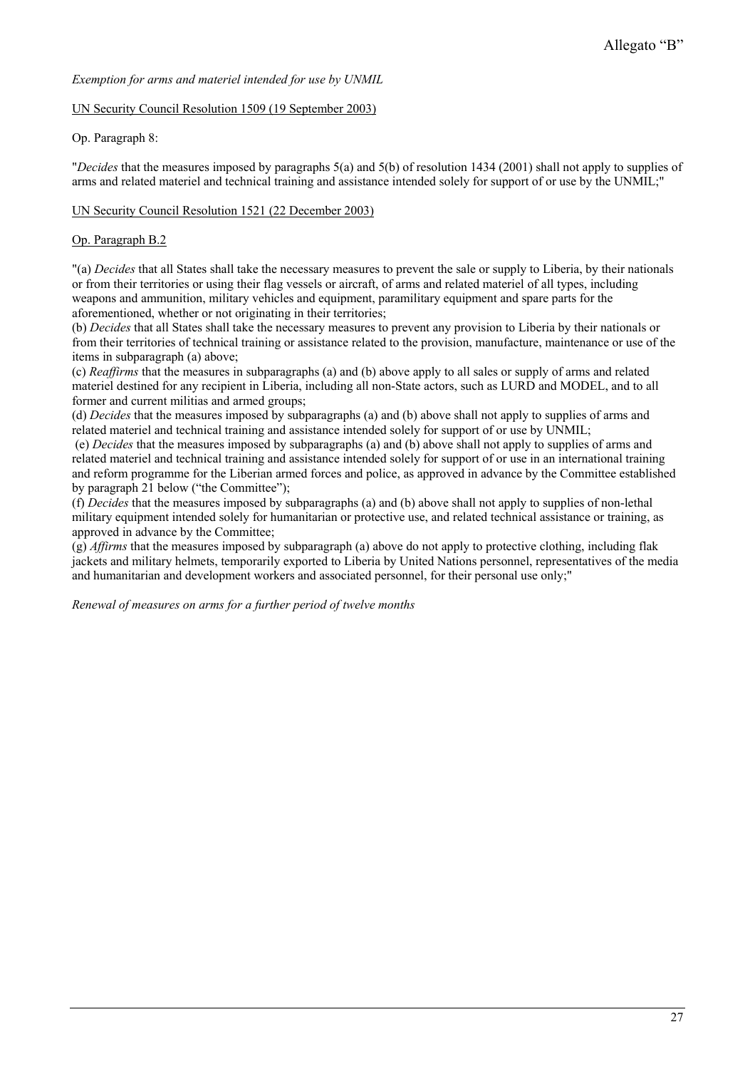Allegato "B"

*Exemption for arms and materiel intended for use by UNMIL*

UN Security Council Resolution 1509 (19 September 2003)

Op. Paragraph 8:

"*Decides* that the measures imposed by paragraphs 5(a) and 5(b) of resolution 1434 (2001) shall not apply to supplies of arms and related materiel and technical training and assistance intended solely for support of or use by the UNMIL;"

UN Security Council Resolution 1521 (22 December 2003)

Op. Paragraph B.2

"(a) *Decides* that all States shall take the necessary measures to prevent the sale or supply to Liberia, by their nationals or from their territories or using their flag vessels or aircraft, of arms and related materiel of all types, including weapons and ammunition, military vehicles and equipment, paramilitary equipment and spare parts for the aforementioned, whether or not originating in their territories;
(b) *Decides* that all States shall take the necessary measures to prevent any provision to Liberia by their nationals or from their territories of technical training or assistance related to the provision, manufacture, maintenance or use of the items in subparagraph (a) above;
(c) *Reaffirms* that the measures in subparagraphs (a) and (b) above apply to all sales or supply of arms and related materiel destined for any recipient in Liberia, including all non-State actors, such as LURD and MODEL, and to all former and current militias and armed groups;
(d) *Decides* that the measures imposed by subparagraphs (a) and (b) above shall not apply to supplies of arms and related materiel and technical training and assistance intended solely for support of or use by UNMIL;
(e) *Decides* that the measures imposed by subparagraphs (a) and (b) above shall not apply to supplies of arms and related materiel and technical training and assistance intended solely for support of or use in an international training and reform programme for the Liberian armed forces and police, as approved in advance by the Committee established by paragraph 21 below ("the Committee");
(f) *Decides* that the measures imposed by subparagraphs (a) and (b) above shall not apply to supplies of non-lethal military equipment intended solely for humanitarian or protective use, and related technical assistance or training, as approved in advance by the Committee;
(g) *Affirms* that the measures imposed by subparagraph (a) above do not apply to protective clothing, including flak jackets and military helmets, temporarily exported to Liberia by United Nations personnel, representatives of the media and humanitarian and development workers and associated personnel, for their personal use only;"

*Renewal of measures on arms for a further period of twelve months*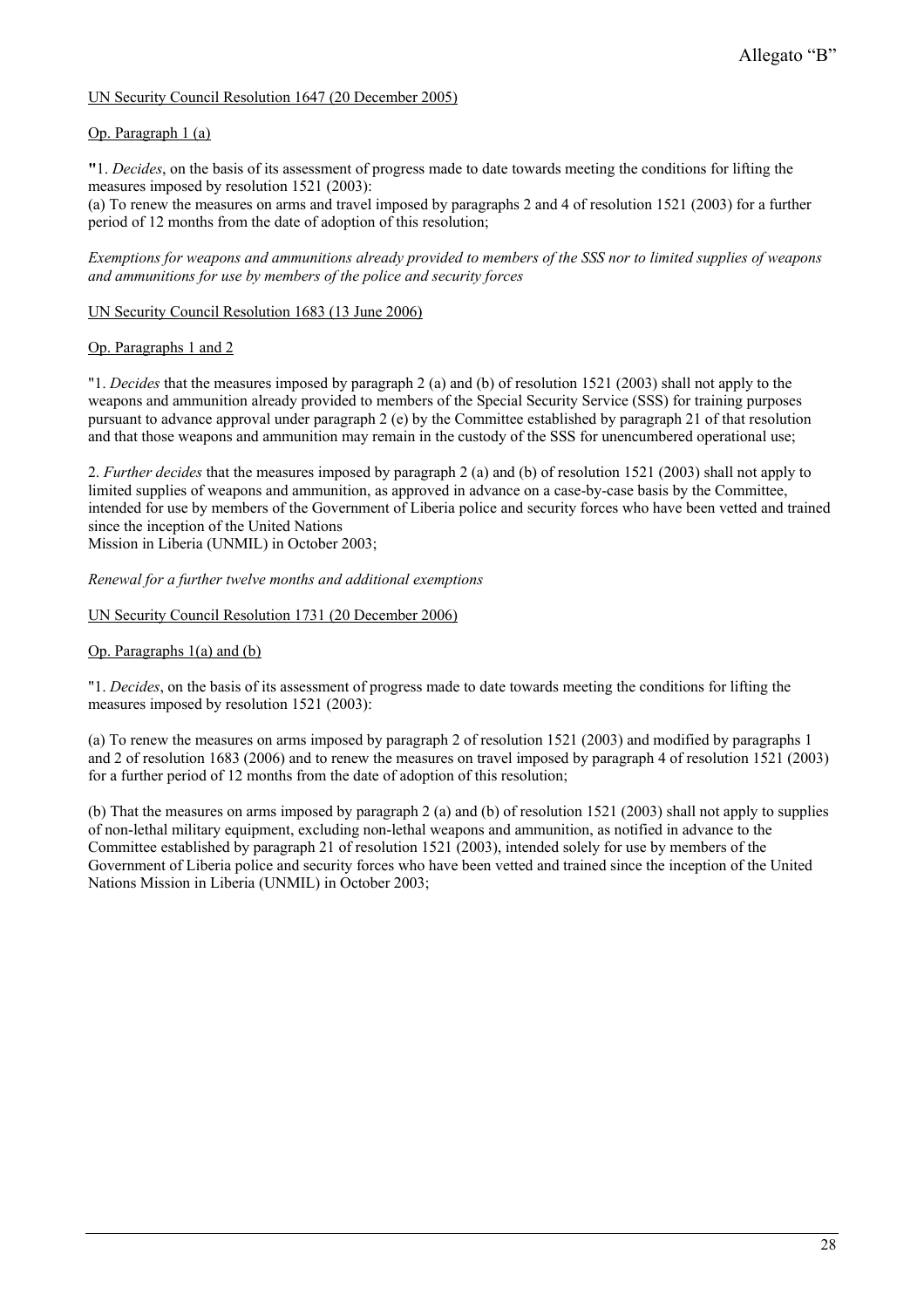Allegato "B"

UN Security Council Resolution 1647 (20 December 2005)

Op. Paragraph 1 (a)

"1. *Decides*, on the basis of its assessment of progress made to date towards meeting the conditions for lifting the measures imposed by resolution 1521 (2003):
(a) To renew the measures on arms and travel imposed by paragraphs 2 and 4 of resolution 1521 (2003) for a further period of 12 months from the date of adoption of this resolution;

*Exemptions for weapons and ammunitions already provided to members of the SSS nor to limited supplies of weapons and ammunitions for use by members of the police and security forces*

UN Security Council Resolution 1683 (13 June 2006)

Op. Paragraphs 1 and 2

"1. *Decides* that the measures imposed by paragraph 2 (a) and (b) of resolution 1521 (2003) shall not apply to the weapons and ammunition already provided to members of the Special Security Service (SSS) for training purposes pursuant to advance approval under paragraph 2 (e) by the Committee established by paragraph 21 of that resolution and that those weapons and ammunition may remain in the custody of the SSS for unencumbered operational use;

2. *Further decides* that the measures imposed by paragraph 2 (a) and (b) of resolution 1521 (2003) shall not apply to limited supplies of weapons and ammunition, as approved in advance on a case-by-case basis by the Committee, intended for use by members of the Government of Liberia police and security forces who have been vetted and trained since the inception of the United Nations
Mission in Liberia (UNMIL) in October 2003;

*Renewal for a further twelve months and additional exemptions*

UN Security Council Resolution 1731 (20 December 2006)

Op. Paragraphs 1(a) and (b)

"1. *Decides*, on the basis of its assessment of progress made to date towards meeting the conditions for lifting the measures imposed by resolution 1521 (2003):

(a) To renew the measures on arms imposed by paragraph 2 of resolution 1521 (2003) and modified by paragraphs 1 and 2 of resolution 1683 (2006) and to renew the measures on travel imposed by paragraph 4 of resolution 1521 (2003) for a further period of 12 months from the date of adoption of this resolution;

(b) That the measures on arms imposed by paragraph 2 (a) and (b) of resolution 1521 (2003) shall not apply to supplies of non-lethal military equipment, excluding non-lethal weapons and ammunition, as notified in advance to the Committee established by paragraph 21 of resolution 1521 (2003), intended solely for use by members of the Government of Liberia police and security forces who have been vetted and trained since the inception of the United Nations Mission in Liberia (UNMIL) in October 2003;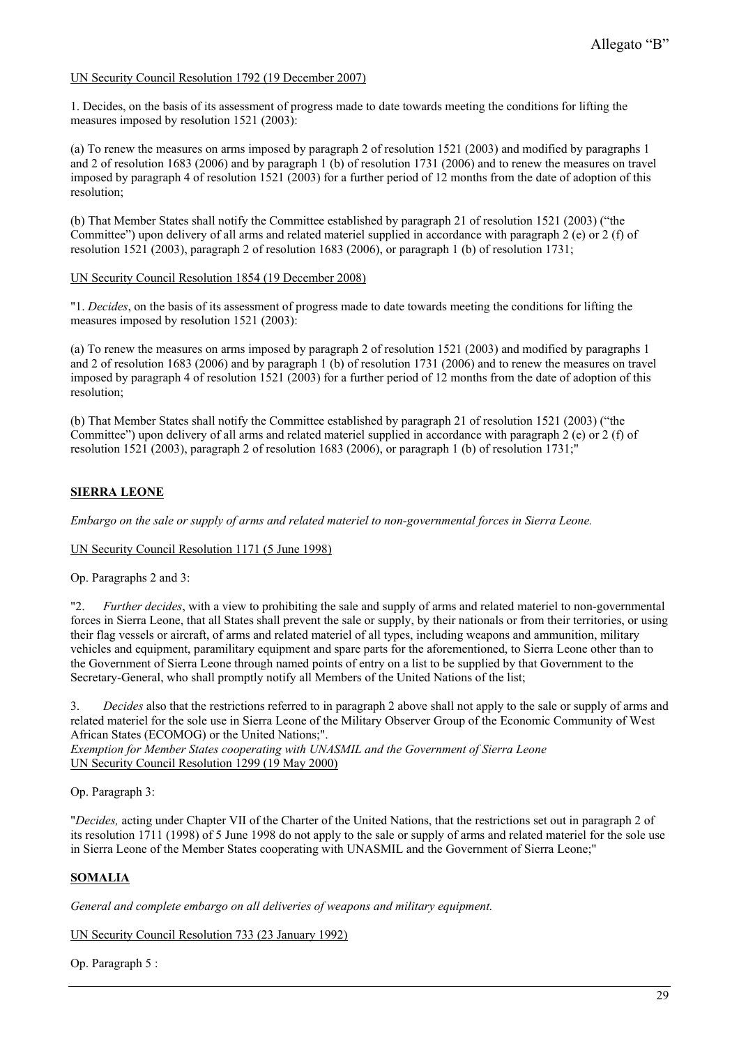UN Security Council Resolution 1792 (19 December 2007)

1. Decides, on the basis of its assessment of progress made to date towards meeting the conditions for lifting the measures imposed by resolution 1521 (2003):

(a) To renew the measures on arms imposed by paragraph 2 of resolution 1521 (2003) and modified by paragraphs 1 and 2 of resolution 1683 (2006) and by paragraph 1 (b) of resolution 1731 (2006) and to renew the measures on travel imposed by paragraph 4 of resolution 1521 (2003) for a further period of 12 months from the date of adoption of this resolution;

(b) That Member States shall notify the Committee established by paragraph 21 of resolution 1521 (2003) ("the Committee") upon delivery of all arms and related materiel supplied in accordance with paragraph 2 (e) or 2 (f) of resolution 1521 (2003), paragraph 2 of resolution 1683 (2006), or paragraph 1 (b) of resolution 1731;

UN Security Council Resolution 1854 (19 December 2008)

"1. *Decides*, on the basis of its assessment of progress made to date towards meeting the conditions for lifting the measures imposed by resolution 1521 (2003):

(a) To renew the measures on arms imposed by paragraph 2 of resolution 1521 (2003) and modified by paragraphs 1 and 2 of resolution 1683 (2006) and by paragraph 1 (b) of resolution 1731 (2006) and to renew the measures on travel imposed by paragraph 4 of resolution 1521 (2003) for a further period of 12 months from the date of adoption of this resolution;

(b) That Member States shall notify the Committee established by paragraph 21 of resolution 1521 (2003) ("the Committee") upon delivery of all arms and related materiel supplied in accordance with paragraph 2 (e) or 2 (f) of resolution 1521 (2003), paragraph 2 of resolution 1683 (2006), or paragraph 1 (b) of resolution 1731;"

## SIERRA LEONE

*Embargo on the sale or supply of arms and related materiel to non-governmental forces in Sierra Leone.*

UN Security Council Resolution 1171 (5 June 1998)

Op. Paragraphs 2 and 3:

"2. *Further decides*, with a view to prohibiting the sale and supply of arms and related materiel to non-governmental forces in Sierra Leone, that all States shall prevent the sale or supply, by their nationals or from their territories, or using their flag vessels or aircraft, of arms and related materiel of all types, including weapons and ammunition, military vehicles and equipment, paramilitary equipment and spare parts for the aforementioned, to Sierra Leone other than to the Government of Sierra Leone through named points of entry on a list to be supplied by that Government to the Secretary-General, who shall promptly notify all Members of the United Nations of the list;

3. *Decides* also that the restrictions referred to in paragraph 2 above shall not apply to the sale or supply of arms and related materiel for the sole use in Sierra Leone of the Military Observer Group of the Economic Community of West African States (ECOMOG) or the United Nations;".

*Exemption for Member States cooperating with UNASMIL and the Government of Sierra Leone*

UN Security Council Resolution 1299 (19 May 2000)

Op. Paragraph 3:

"*Decides,* acting under Chapter VII of the Charter of the United Nations, that the restrictions set out in paragraph 2 of its resolution 1711 (1998) of 5 June 1998 do not apply to the sale or supply of arms and related materiel for the sole use in Sierra Leone of the Member States cooperating with UNASMIL and the Government of Sierra Leone;"

## SOMALIA

*General and complete embargo on all deliveries of weapons and military equipment.*

UN Security Council Resolution 733 (23 January 1992)

Op. Paragraph 5 :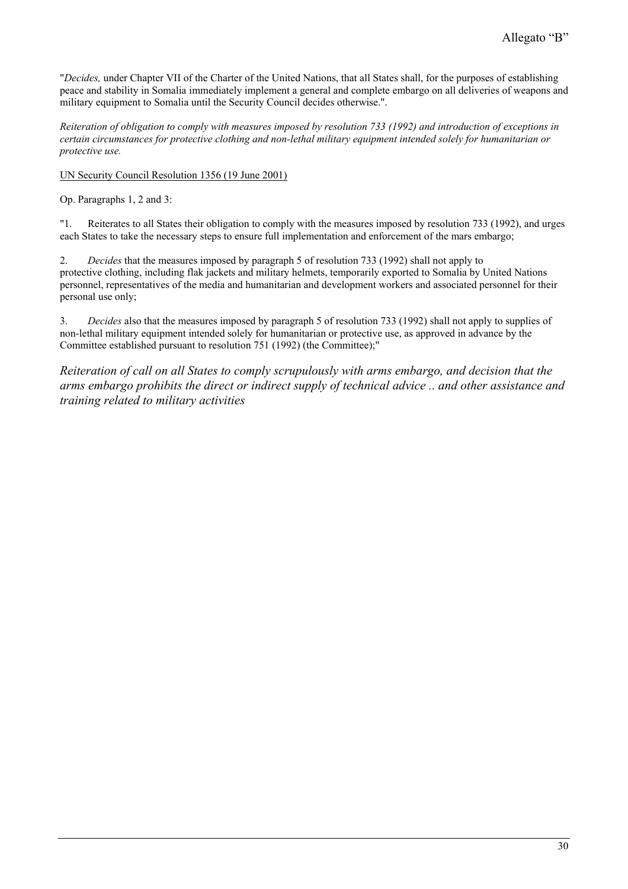"*Decides,* under Chapter VII of the Charter of the United Nations, that all States shall, for the purposes of establishing peace and stability in Somalia immediately implement a general and complete embargo on all deliveries of weapons and military equipment to Somalia until the Security Council decides otherwise.".

*Reiteration of obligation to comply with measures imposed by resolution 733 (1992) and introduction of exceptions in certain circumstances for protective clothing and non-lethal military equipment intended solely for humanitarian or protective use.*

<u>UN Security Council Resolution 1356 (19 June 2001)</u>

Op. Paragraphs 1, 2 and 3:

"1. Reiterates to all States their obligation to comply with the measures imposed by resolution 733 (1992), and urges each States to take the necessary steps to ensure full implementation and enforcement of the mars embargo;

2. *Decides* that the measures imposed by paragraph 5 of resolution 733 (1992) shall not apply to protective clothing, including flak jackets and military helmets, temporarily exported to Somalia by United Nations personnel, representatives of the media and humanitarian and development workers and associated personnel for their personal use only;

3. *Decides* also that the measures imposed by paragraph 5 of resolution 733 (1992) shall not apply to supplies of non-lethal military equipment intended solely for humanitarian or protective use, as approved in advance by the Committee established pursuant to resolution 751 (1992) (the Committee);"

*Reiteration of call on all States to comply scrupulously with arms embargo, and decision that the arms embargo prohibits the direct or indirect supply of technical advice .. and other assistance and training related to military activities*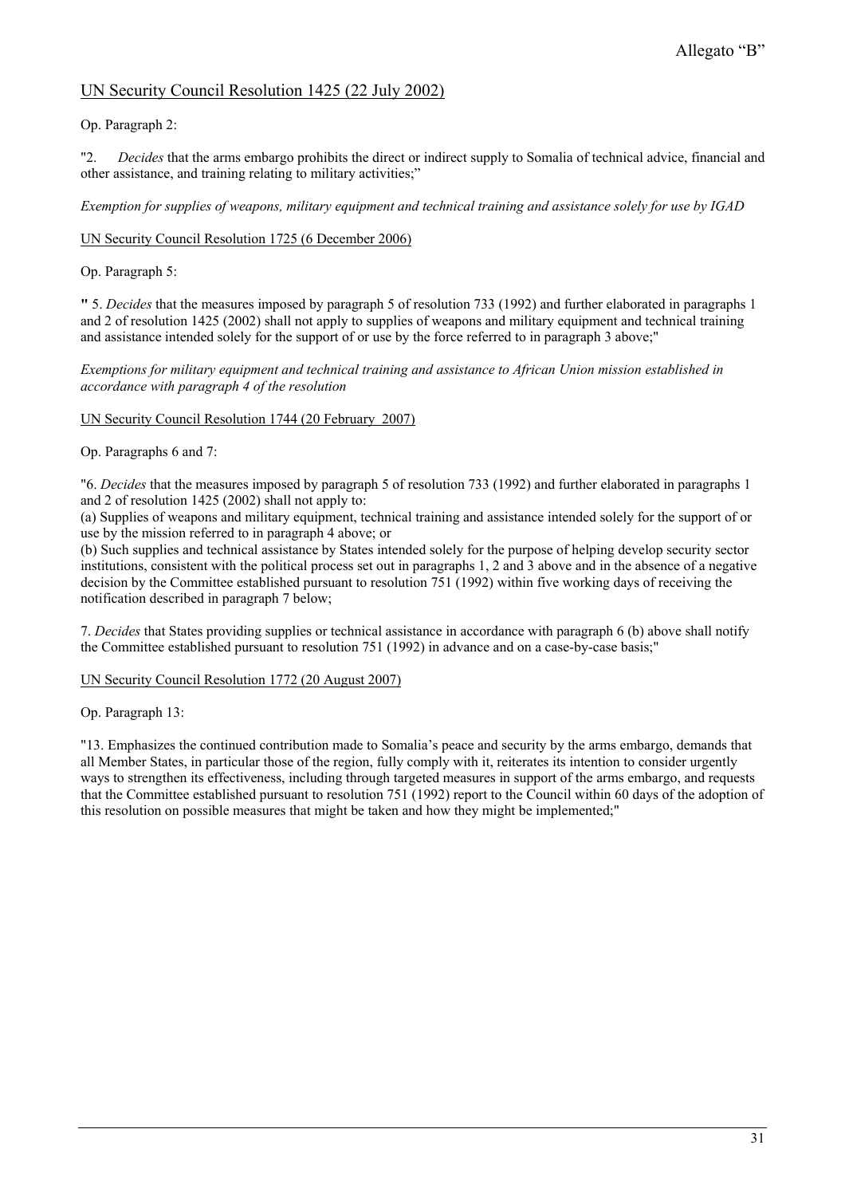Allegato “B”

UN Security Council Resolution 1425 (22 July 2002)

Op. Paragraph 2:

"2. *Decides* that the arms embargo prohibits the direct or indirect supply to Somalia of technical advice, financial and other assistance, and training relating to military activities;”

*Exemption for supplies of weapons, military equipment and technical training and assistance solely for use by IGAD*

UN Security Council Resolution 1725 (6 December 2006)

Op. Paragraph 5:

" 5. *Decides* that the measures imposed by paragraph 5 of resolution 733 (1992) and further elaborated in paragraphs 1 and 2 of resolution 1425 (2002) shall not apply to supplies of weapons and military equipment and technical training and assistance intended solely for the support of or use by the force referred to in paragraph 3 above;"

*Exemptions for military equipment and technical training and assistance to African Union mission established in accordance with paragraph 4 of the resolution*

UN Security Council Resolution 1744 (20 February 2007)

Op. Paragraphs 6 and 7:

"6. *Decides* that the measures imposed by paragraph 5 of resolution 733 (1992) and further elaborated in paragraphs 1 and 2 of resolution 1425 (2002) shall not apply to:

(a) Supplies of weapons and military equipment, technical training and assistance intended solely for the support of or use by the mission referred to in paragraph 4 above; or

(b) Such supplies and technical assistance by States intended solely for the purpose of helping develop security sector institutions, consistent with the political process set out in paragraphs 1, 2 and 3 above and in the absence of a negative decision by the Committee established pursuant to resolution 751 (1992) within five working days of receiving the notification described in paragraph 7 below;

7. *Decides* that States providing supplies or technical assistance in accordance with paragraph 6 (b) above shall notify the Committee established pursuant to resolution 751 (1992) in advance and on a case-by-case basis;"

UN Security Council Resolution 1772 (20 August 2007)

Op. Paragraph 13:

"13. Emphasizes the continued contribution made to Somalia’s peace and security by the arms embargo, demands that all Member States, in particular those of the region, fully comply with it, reiterates its intention to consider urgently ways to strengthen its effectiveness, including through targeted measures in support of the arms embargo, and requests that the Committee established pursuant to resolution 751 (1992) report to the Council within 60 days of the adoption of this resolution on possible measures that might be taken and how they might be implemented;"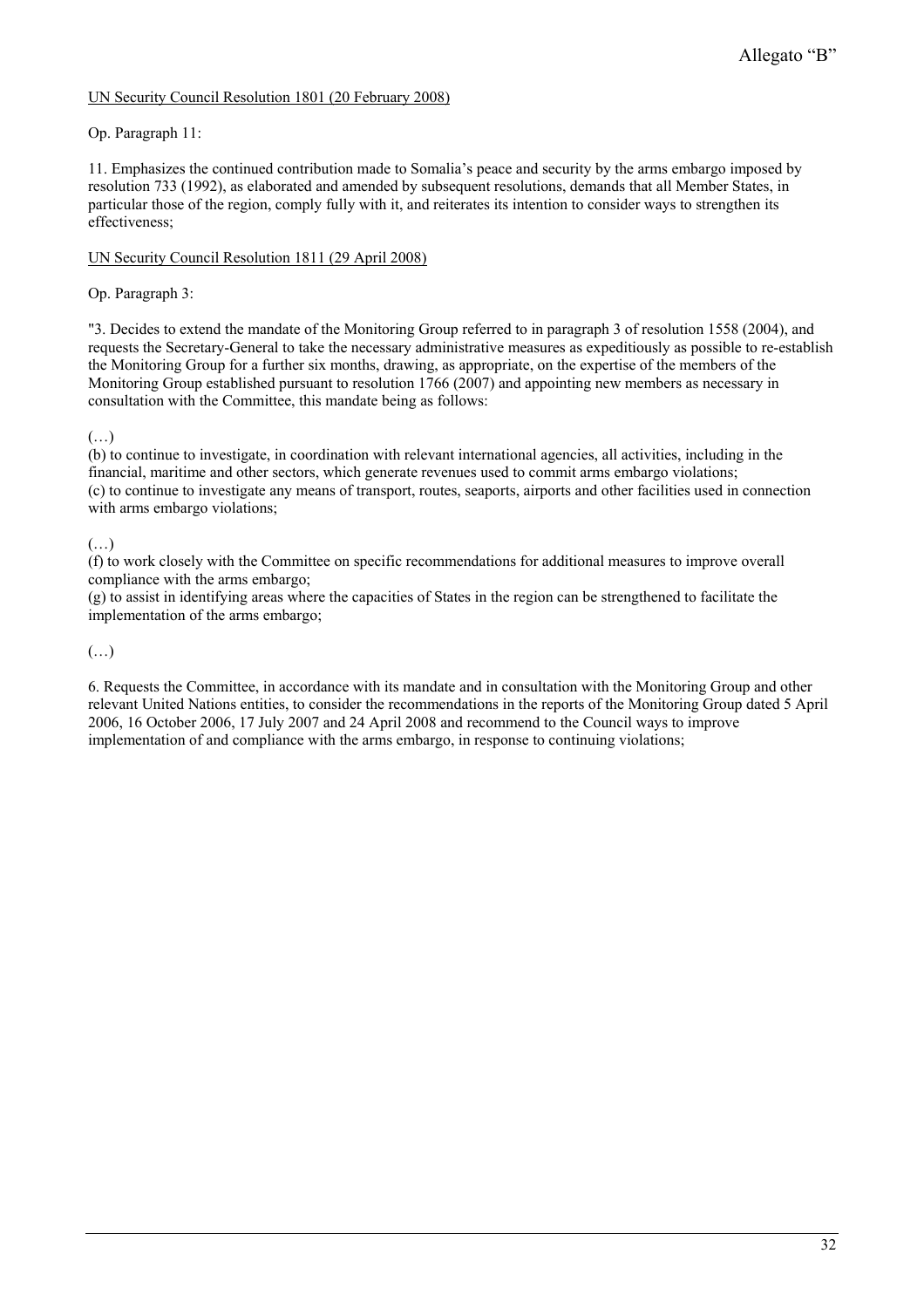Allegato “B”

UN Security Council Resolution 1801 (20 February 2008)

Op. Paragraph 11:

11. Emphasizes the continued contribution made to Somalia’s peace and security by the arms embargo imposed by resolution 733 (1992), as elaborated and amended by subsequent resolutions, demands that all Member States, in particular those of the region, comply fully with it, and reiterates its intention to consider ways to strengthen its effectiveness;

UN Security Council Resolution 1811 (29 April 2008)

Op. Paragraph 3:

"3. Decides to extend the mandate of the Monitoring Group referred to in paragraph 3 of resolution 1558 (2004), and requests the Secretary-General to take the necessary administrative measures as expeditiously as possible to re-establish the Monitoring Group for a further six months, drawing, as appropriate, on the expertise of the members of the Monitoring Group established pursuant to resolution 1766 (2007) and appointing new members as necessary in consultation with the Committee, this mandate being as follows:

(…)

(b) to continue to investigate, in coordination with relevant international agencies, all activities, including in the financial, maritime and other sectors, which generate revenues used to commit arms embargo violations;
(c) to continue to investigate any means of transport, routes, seaports, airports and other facilities used in connection with arms embargo violations;

(…)

(f) to work closely with the Committee on specific recommendations for additional measures to improve overall compliance with the arms embargo;
(g) to assist in identifying areas where the capacities of States in the region can be strengthened to facilitate the implementation of the arms embargo;

(…)

6. Requests the Committee, in accordance with its mandate and in consultation with the Monitoring Group and other relevant United Nations entities, to consider the recommendations in the reports of the Monitoring Group dated 5 April 2006, 16 October 2006, 17 July 2007 and 24 April 2008 and recommend to the Council ways to improve implementation of and compliance with the arms embargo, in response to continuing violations;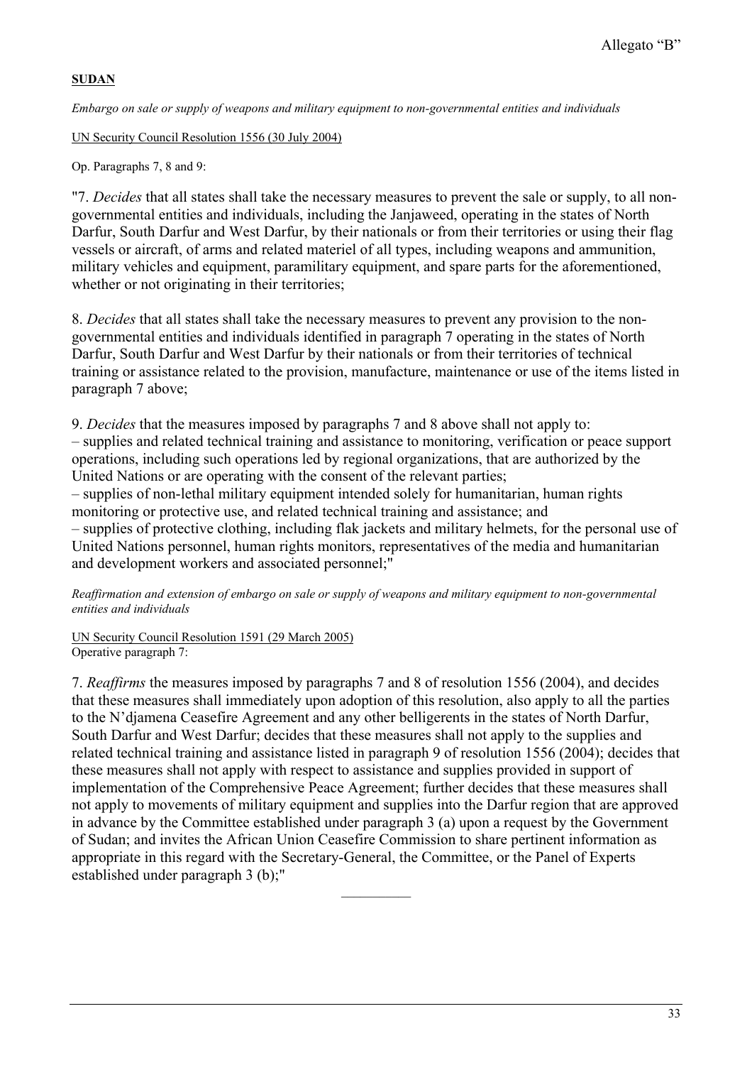Allegato "B"

**SUDAN**

*Embargo on sale or supply of weapons and military equipment to non-governmental entities and individuals*

UN Security Council Resolution 1556 (30 July 2004)

Op. Paragraphs 7, 8 and 9:

"7. *Decides* that all states shall take the necessary measures to prevent the sale or supply, to all non-governmental entities and individuals, including the Janjaweed, operating in the states of North Darfur, South Darfur and West Darfur, by their nationals or from their territories or using their flag vessels or aircraft, of arms and related materiel of all types, including weapons and ammunition, military vehicles and equipment, paramilitary equipment, and spare parts for the aforementioned, whether or not originating in their territories;

8. *Decides* that all states shall take the necessary measures to prevent any provision to the non-governmental entities and individuals identified in paragraph 7 operating in the states of North Darfur, South Darfur and West Darfur by their nationals or from their territories of technical training or assistance related to the provision, manufacture, maintenance or use of the items listed in paragraph 7 above;

9. *Decides* that the measures imposed by paragraphs 7 and 8 above shall not apply to:
– supplies and related technical training and assistance to monitoring, verification or peace support operations, including such operations led by regional organizations, that are authorized by the United Nations or are operating with the consent of the relevant parties;
– supplies of non-lethal military equipment intended solely for humanitarian, human rights monitoring or protective use, and related technical training and assistance; and
– supplies of protective clothing, including flak jackets and military helmets, for the personal use of United Nations personnel, human rights monitors, representatives of the media and humanitarian and development workers and associated personnel;"

*Reaffirmation and extension of embargo on sale or supply of weapons and military equipment to non-governmental entities and individuals*

UN Security Council Resolution 1591 (29 March 2005)
Operative paragraph 7:

7. *Reaffirms* the measures imposed by paragraphs 7 and 8 of resolution 1556 (2004), and decides that these measures shall immediately upon adoption of this resolution, also apply to all the parties to the N'djamena Ceasefire Agreement and any other belligerents in the states of North Darfur, South Darfur and West Darfur; decides that these measures shall not apply to the supplies and related technical training and assistance listed in paragraph 9 of resolution 1556 (2004); decides that these measures shall not apply with respect to assistance and supplies provided in support of implementation of the Comprehensive Peace Agreement; further decides that these measures shall not apply to movements of military equipment and supplies into the Darfur region that are approved in advance by the Committee established under paragraph 3 (a) upon a request by the Government of Sudan; and invites the African Union Ceasefire Commission to share pertinent information as appropriate in this regard with the Secretary-General, the Committee, or the Panel of Experts established under paragraph 3 (b);"

__________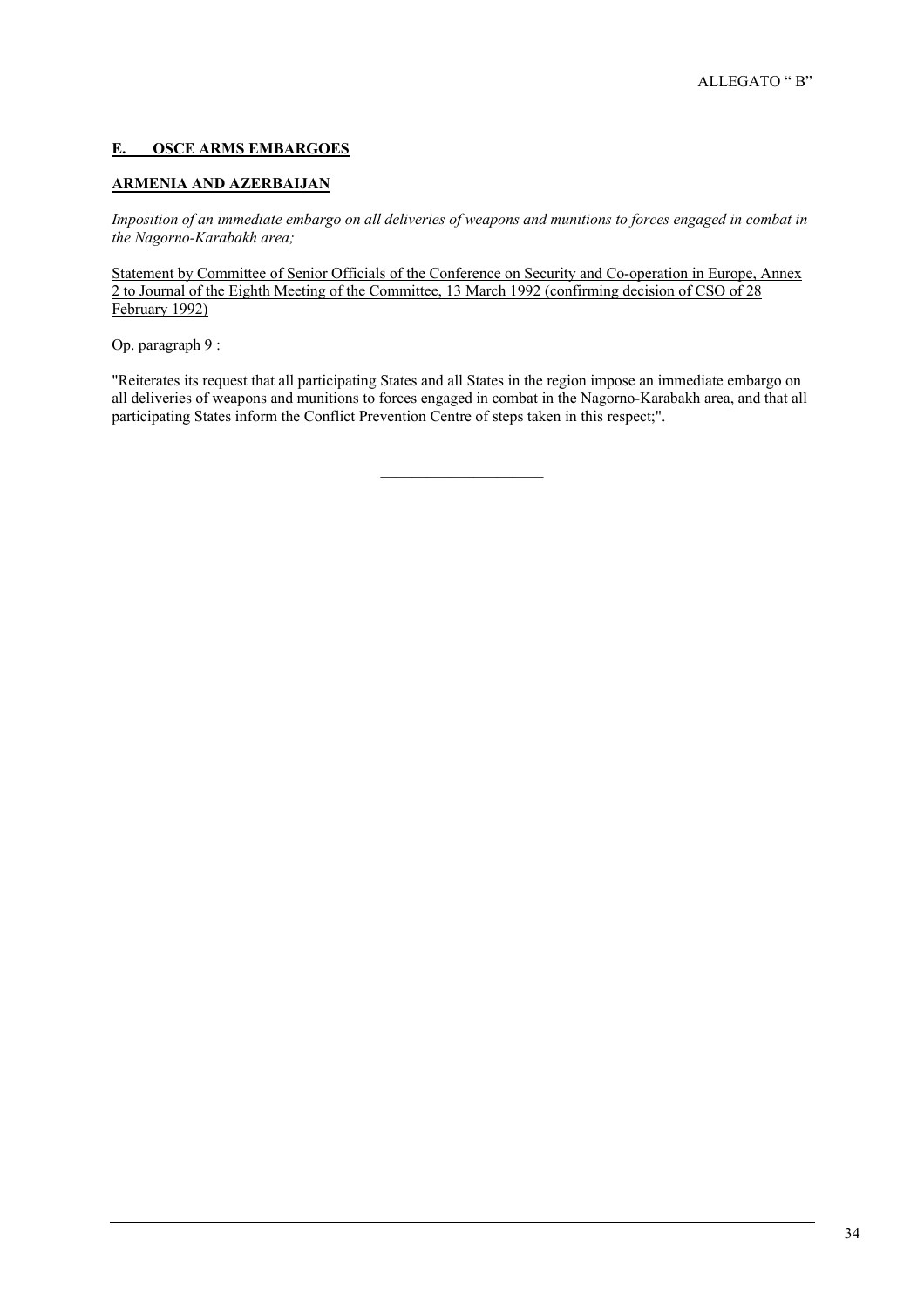ALLEGATO " B"

## **E. OSCE ARMS EMBARGOES**

### **ARMENIA AND AZERBAIJAN**

*Imposition of an immediate embargo on all deliveries of weapons and munitions to forces engaged in combat in the Nagorno-Karabakh area;*

Statement by Committee of Senior Officials of the Conference on Security and Co-operation in Europe, Annex 2 to Journal of the Eighth Meeting of the Committee, 13 March 1992 (confirming decision of CSO of 28 February 1992)

Op. paragraph 9 :

"Reiterates its request that all participating States and all States in the region impose an immediate embargo on all deliveries of weapons and munitions to forces engaged in combat in the Nagorno-Karabakh area, and that all participating States inform the Conflict Prevention Centre of steps taken in this respect;".

---